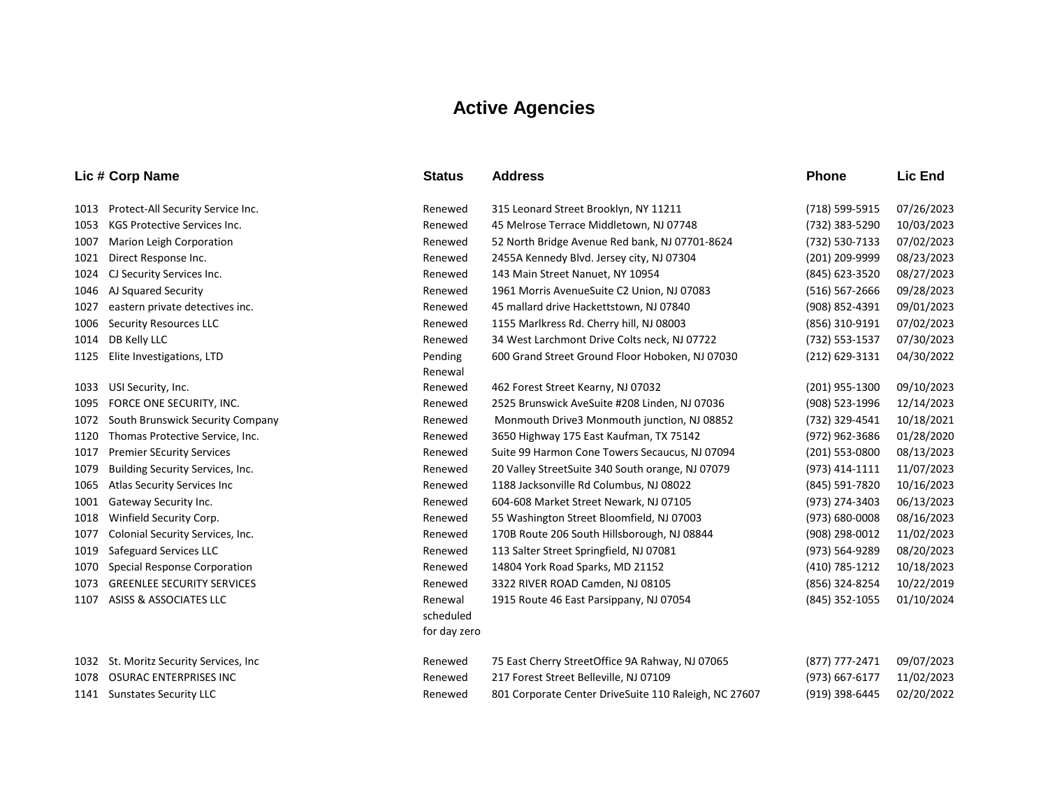# Active Agencies

| Lic # | Corp Name | Status | Address | Phone | Lic End |
|---|---|---|---|---|---|
| 1013 | Protect-All Security Service Inc. | Renewed | 315 Leonard Street Brooklyn, NY 11211 | (718) 599-5915 | 07/26/2023 |
| 1053 | KGS Protective Services Inc. | Renewed | 45 Melrose Terrace Middletown, NJ 07748 | (732) 383-5290 | 10/03/2023 |
| 1007 | Marion Leigh Corporation | Renewed | 52 North Bridge Avenue Red bank, NJ 07701-8624 | (732) 530-7133 | 07/02/2023 |
| 1021 | Direct Response Inc. | Renewed | 2455A Kennedy Blvd. Jersey city, NJ 07304 | (201) 209-9999 | 08/23/2023 |
| 1024 | CJ Security Services Inc. | Renewed | 143 Main Street Nanuet, NY 10954 | (845) 623-3520 | 08/27/2023 |
| 1046 | AJ Squared Security | Renewed | 1961 Morris AvenueSuite C2 Union, NJ 07083 | (516) 567-2666 | 09/28/2023 |
| 1027 | eastern private detectives inc. | Renewed | 45 mallard drive Hackettstown, NJ 07840 | (908) 852-4391 | 09/01/2023 |
| 1006 | Security Resources LLC | Renewed | 1155 Marlkress Rd. Cherry hill, NJ 08003 | (856) 310-9191 | 07/02/2023 |
| 1014 | DB Kelly LLC | Renewed | 34 West Larchmont Drive Colts neck, NJ 07722 | (732) 553-1537 | 07/30/2023 |
| 1125 | Elite Investigations, LTD | Pending Renewal | 600 Grand Street Ground Floor Hoboken, NJ 07030 | (212) 629-3131 | 04/30/2022 |
| 1033 | USI Security, Inc. | Renewed | 462 Forest Street Kearny, NJ 07032 | (201) 955-1300 | 09/10/2023 |
| 1095 | FORCE ONE SECURITY, INC. | Renewed | 2525 Brunswick AveSuite #208 Linden, NJ 07036 | (908) 523-1996 | 12/14/2023 |
| 1072 | South Brunswick Security Company | Renewed | Monmouth Drive3 Monmouth junction, NJ 08852 | (732) 329-4541 | 10/18/2021 |
| 1120 | Thomas Protective Service, Inc. | Renewed | 3650 Highway 175 East Kaufman, TX 75142 | (972) 962-3686 | 01/28/2020 |
| 1017 | Premier SEcurity Services | Renewed | Suite 99 Harmon Cone Towers Secaucus, NJ 07094 | (201) 553-0800 | 08/13/2023 |
| 1079 | Building Security Services, Inc. | Renewed | 20 Valley StreetSuite 340 South orange, NJ 07079 | (973) 414-1111 | 11/07/2023 |
| 1065 | Atlas Security Services Inc | Renewed | 1188 Jacksonville Rd Columbus, NJ 08022 | (845) 591-7820 | 10/16/2023 |
| 1001 | Gateway Security Inc. | Renewed | 604-608 Market Street Newark, NJ 07105 | (973) 274-3403 | 06/13/2023 |
| 1018 | Winfield Security Corp. | Renewed | 55 Washington Street Bloomfield, NJ 07003 | (973) 680-0008 | 08/16/2023 |
| 1077 | Colonial Security Services, Inc. | Renewed | 170B Route 206 South Hillsborough, NJ 08844 | (908) 298-0012 | 11/02/2023 |
| 1019 | Safeguard Services LLC | Renewed | 113 Salter Street Springfield, NJ 07081 | (973) 564-9289 | 08/20/2023 |
| 1070 | Special Response Corporation | Renewed | 14804 York Road Sparks, MD 21152 | (410) 785-1212 | 10/18/2023 |
| 1073 | GREENLEE SECURITY SERVICES | Renewed | 3322 RIVER ROAD Camden, NJ 08105 | (856) 324-8254 | 10/22/2019 |
| 1107 | ASISS & ASSOCIATES LLC | Renewal scheduled for day zero | 1915 Route 46 East Parsippany, NJ 07054 | (845) 352-1055 | 01/10/2024 |
| 1032 | St. Moritz Security Services, Inc | Renewed | 75 East Cherry StreetOffice 9A Rahway, NJ 07065 | (877) 777-2471 | 09/07/2023 |
| 1078 | OSURAC ENTERPRISES INC | Renewed | 217 Forest Street Belleville, NJ 07109 | (973) 667-6177 | 11/02/2023 |
| 1141 | Sunstates Security LLC | Renewed | 801 Corporate Center DriveSuite 110 Raleigh, NC 27607 | (919) 398-6445 | 02/20/2022 |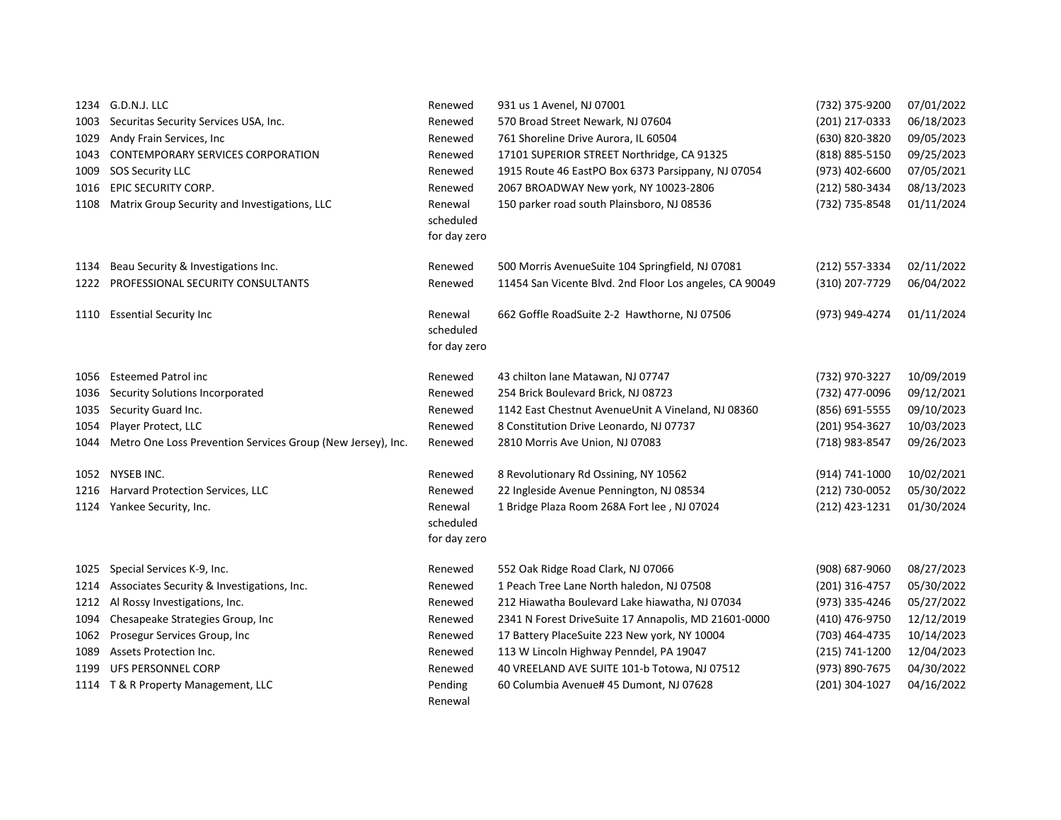| | | | | | |
|---|---|---|---|---|---|
| 1234 | G.D.N.J. LLC | Renewed | 931 us 1 Avenel, NJ 07001 | (732) 375-9200 | 07/01/2022 |
| 1003 | Securitas Security Services USA, Inc. | Renewed | 570 Broad Street Newark, NJ 07604 | (201) 217-0333 | 06/18/2023 |
| 1029 | Andy Frain Services, Inc | Renewed | 761 Shoreline Drive Aurora, IL 60504 | (630) 820-3820 | 09/05/2023 |
| 1043 | CONTEMPORARY SERVICES CORPORATION | Renewed | 17101 SUPERIOR STREET Northridge, CA 91325 | (818) 885-5150 | 09/25/2023 |
| 1009 | SOS Security LLC | Renewed | 1915 Route 46 EastPO Box 6373 Parsippany, NJ 07054 | (973) 402-6600 | 07/05/2021 |
| 1016 | EPIC SECURITY CORP. | Renewed | 2067 BROADWAY New york, NY 10023-2806 | (212) 580-3434 | 08/13/2023 |
| 1108 | Matrix Group Security and Investigations, LLC | Renewal scheduled for day zero | 150 parker road south Plainsboro, NJ 08536 | (732) 735-8548 | 01/11/2024 |
| 1134 | Beau Security & Investigations Inc. | Renewed | 500 Morris AvenueSuite 104 Springfield, NJ 07081 | (212) 557-3334 | 02/11/2022 |
| 1222 | PROFESSIONAL SECURITY CONSULTANTS | Renewed | 11454 San Vicente Blvd. 2nd Floor Los angeles, CA 90049 | (310) 207-7729 | 06/04/2022 |
| 1110 | Essential Security Inc | Renewal scheduled for day zero | 662 Goffle RoadSuite 2-2 Hawthorne, NJ 07506 | (973) 949-4274 | 01/11/2024 |
| 1056 | Esteemed Patrol inc | Renewed | 43 chilton lane Matawan, NJ 07747 | (732) 970-3227 | 10/09/2019 |
| 1036 | Security Solutions Incorporated | Renewed | 254 Brick Boulevard Brick, NJ 08723 | (732) 477-0096 | 09/12/2021 |
| 1035 | Security Guard Inc. | Renewed | 1142 East Chestnut AvenueUnit A Vineland, NJ 08360 | (856) 691-5555 | 09/10/2023 |
| 1054 | Player Protect, LLC | Renewed | 8 Constitution Drive Leonardo, NJ 07737 | (201) 954-3627 | 10/03/2023 |
| 1044 | Metro One Loss Prevention Services Group (New Jersey), Inc. | Renewed | 2810 Morris Ave Union, NJ 07083 | (718) 983-8547 | 09/26/2023 |
| 1052 | NYSEB INC. | Renewed | 8 Revolutionary Rd Ossining, NY 10562 | (914) 741-1000 | 10/02/2021 |
| 1216 | Harvard Protection Services, LLC | Renewed | 22 Ingleside Avenue Pennington, NJ 08534 | (212) 730-0052 | 05/30/2022 |
| 1124 | Yankee Security, Inc. | Renewal scheduled for day zero | 1 Bridge Plaza Room 268A Fort lee , NJ 07024 | (212) 423-1231 | 01/30/2024 |
| 1025 | Special Services K-9, Inc. | Renewed | 552 Oak Ridge Road Clark, NJ 07066 | (908) 687-9060 | 08/27/2023 |
| 1214 | Associates Security & Investigations, Inc. | Renewed | 1 Peach Tree Lane North haledon, NJ 07508 | (201) 316-4757 | 05/30/2022 |
| 1212 | Al Rossy Investigations, Inc. | Renewed | 212 Hiawatha Boulevard Lake hiawatha, NJ 07034 | (973) 335-4246 | 05/27/2022 |
| 1094 | Chesapeake Strategies Group, Inc | Renewed | 2341 N Forest DriveSuite 17 Annapolis, MD 21601-0000 | (410) 476-9750 | 12/12/2019 |
| 1062 | Prosegur Services Group, Inc | Renewed | 17 Battery PlaceSuite 223 New york, NY 10004 | (703) 464-4735 | 10/14/2023 |
| 1089 | Assets Protection Inc. | Renewed | 113 W Lincoln Highway Penndel, PA 19047 | (215) 741-1200 | 12/04/2023 |
| 1199 | UFS PERSONNEL CORP | Renewed | 40 VREELAND AVE SUITE 101-b Totowa, NJ 07512 | (973) 890-7675 | 04/30/2022 |
| 1114 | T & R Property Management, LLC | Pending Renewal | 60 Columbia Avenue# 45 Dumont, NJ 07628 | (201) 304-1027 | 04/16/2022 |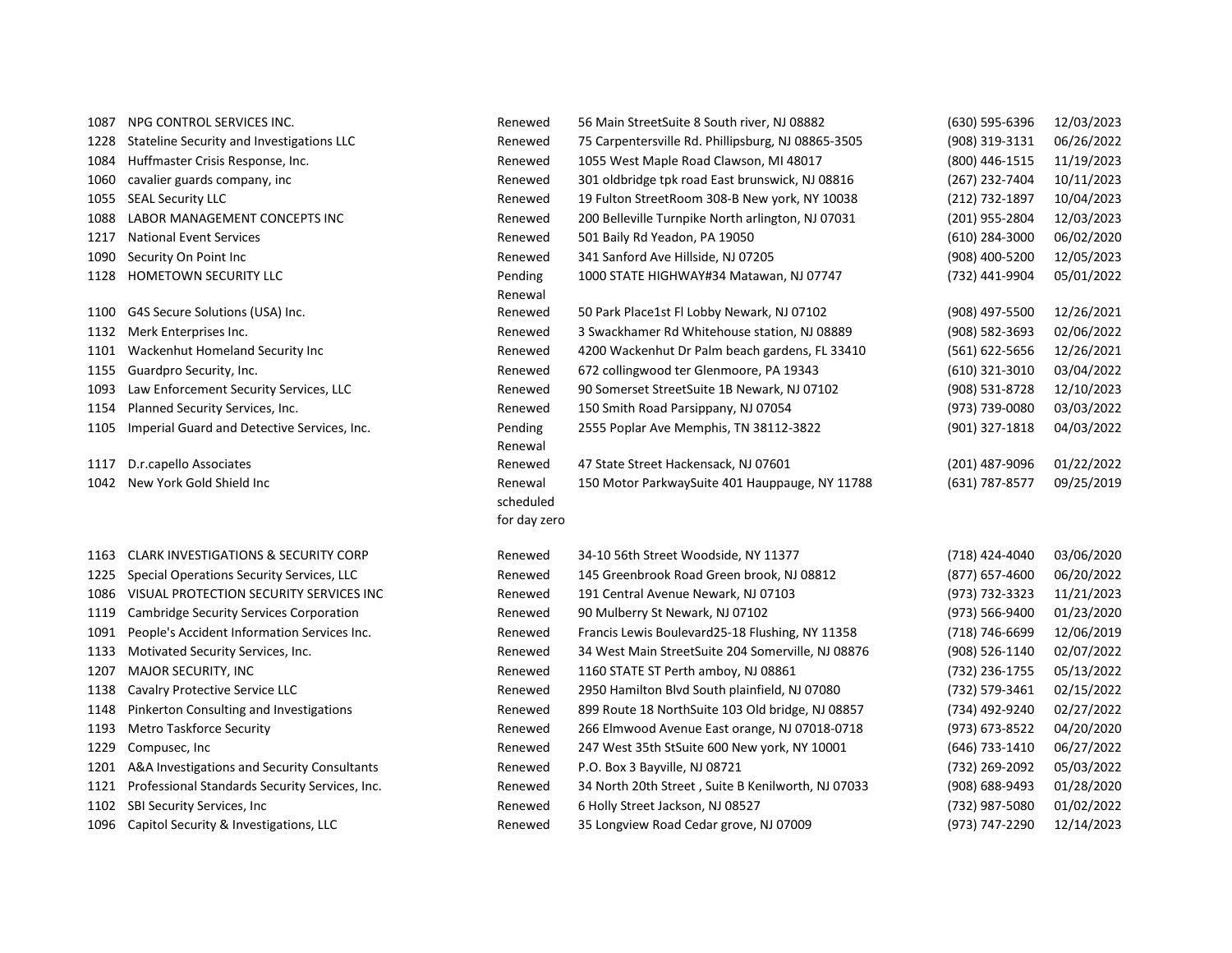| | | | | | |
|---|---|---|---|---|---|
| 1087 | NPG CONTROL SERVICES INC. | Renewed | 56 Main StreetSuite 8 South river, NJ 08882 | (630) 595-6396 | 12/03/2023 |
| 1228 | Stateline Security and Investigations LLC | Renewed | 75 Carpentersville Rd. Phillipsburg, NJ 08865-3505 | (908) 319-3131 | 06/26/2022 |
| 1084 | Huffmaster Crisis Response, Inc. | Renewed | 1055 West Maple Road Clawson, MI 48017 | (800) 446-1515 | 11/19/2023 |
| 1060 | cavalier guards company, inc | Renewed | 301 oldbridge tpk road East brunswick, NJ 08816 | (267) 232-7404 | 10/11/2023 |
| 1055 | SEAL Security LLC | Renewed | 19 Fulton StreetRoom 308-B New york, NY 10038 | (212) 732-1897 | 10/04/2023 |
| 1088 | LABOR MANAGEMENT CONCEPTS INC | Renewed | 200 Belleville Turnpike North arlington, NJ 07031 | (201) 955-2804 | 12/03/2023 |
| 1217 | National Event Services | Renewed | 501 Baily Rd Yeadon, PA 19050 | (610) 284-3000 | 06/02/2020 |
| 1090 | Security On Point Inc | Renewed | 341 Sanford Ave Hillside, NJ 07205 | (908) 400-5200 | 12/05/2023 |
| 1128 | HOMETOWN SECURITY LLC | Pending Renewal | 1000 STATE HIGHWAY#34 Matawan, NJ 07747 | (732) 441-9904 | 05/01/2022 |
| 1100 | G4S Secure Solutions (USA) Inc. | Renewed | 50 Park Place1st Fl Lobby Newark, NJ 07102 | (908) 497-5500 | 12/26/2021 |
| 1132 | Merk Enterprises Inc. | Renewed | 3 Swackhamer Rd Whitehouse station, NJ 08889 | (908) 582-3693 | 02/06/2022 |
| 1101 | Wackenhut Homeland Security Inc | Renewed | 4200 Wackenhut Dr Palm beach gardens, FL 33410 | (561) 622-5656 | 12/26/2021 |
| 1155 | Guardpro Security, Inc. | Renewed | 672 collingwood ter Glenmoore, PA 19343 | (610) 321-3010 | 03/04/2022 |
| 1093 | Law Enforcement Security Services, LLC | Renewed | 90 Somerset StreetSuite 1B Newark, NJ 07102 | (908) 531-8728 | 12/10/2023 |
| 1154 | Planned Security Services, Inc. | Renewed | 150 Smith Road Parsippany, NJ 07054 | (973) 739-0080 | 03/03/2022 |
| 1105 | Imperial Guard and Detective Services, Inc. | Pending Renewal | 2555 Poplar Ave Memphis, TN 38112-3822 | (901) 327-1818 | 04/03/2022 |
| 1117 | D.r.capello Associates | Renewed | 47 State Street Hackensack, NJ 07601 | (201) 487-9096 | 01/22/2022 |
| 1042 | New York Gold Shield Inc | Renewal scheduled for day zero | 150 Motor ParkwaySuite 401 Hauppauge, NY 11788 | (631) 787-8577 | 09/25/2019 |
| 1163 | CLARK INVESTIGATIONS & SECURITY CORP | Renewed | 34-10 56th Street Woodside, NY 11377 | (718) 424-4040 | 03/06/2020 |
| 1225 | Special Operations Security Services, LLC | Renewed | 145 Greenbrook Road Green brook, NJ 08812 | (877) 657-4600 | 06/20/2022 |
| 1086 | VISUAL PROTECTION SECURITY SERVICES INC | Renewed | 191 Central Avenue Newark, NJ 07103 | (973) 732-3323 | 11/21/2023 |
| 1119 | Cambridge Security Services Corporation | Renewed | 90 Mulberry St Newark, NJ 07102 | (973) 566-9400 | 01/23/2020 |
| 1091 | People's Accident Information Services Inc. | Renewed | Francis Lewis Boulevard25-18 Flushing, NY 11358 | (718) 746-6699 | 12/06/2019 |
| 1133 | Motivated Security Services, Inc. | Renewed | 34 West Main StreetSuite 204 Somerville, NJ 08876 | (908) 526-1140 | 02/07/2022 |
| 1207 | MAJOR SECURITY, INC | Renewed | 1160 STATE ST Perth amboy, NJ 08861 | (732) 236-1755 | 05/13/2022 |
| 1138 | Cavalry Protective Service LLC | Renewed | 2950 Hamilton Blvd South plainfield, NJ 07080 | (732) 579-3461 | 02/15/2022 |
| 1148 | Pinkerton Consulting and Investigations | Renewed | 899 Route 18 NorthSuite 103 Old bridge, NJ 08857 | (734) 492-9240 | 02/27/2022 |
| 1193 | Metro Taskforce Security | Renewed | 266 Elmwood Avenue East orange, NJ 07018-0718 | (973) 673-8522 | 04/20/2020 |
| 1229 | Compusec, Inc | Renewed | 247 West 35th StSuite 600 New york, NY 10001 | (646) 733-1410 | 06/27/2022 |
| 1201 | A&A Investigations and Security Consultants | Renewed | P.O. Box 3 Bayville, NJ 08721 | (732) 269-2092 | 05/03/2022 |
| 1121 | Professional Standards Security Services, Inc. | Renewed | 34 North 20th Street , Suite B Kenilworth, NJ 07033 | (908) 688-9493 | 01/28/2020 |
| 1102 | SBI Security Services, Inc | Renewed | 6 Holly Street Jackson, NJ 08527 | (732) 987-5080 | 01/02/2022 |
| 1096 | Capitol Security & Investigations, LLC | Renewed | 35 Longview Road Cedar grove, NJ 07009 | (973) 747-2290 | 12/14/2023 |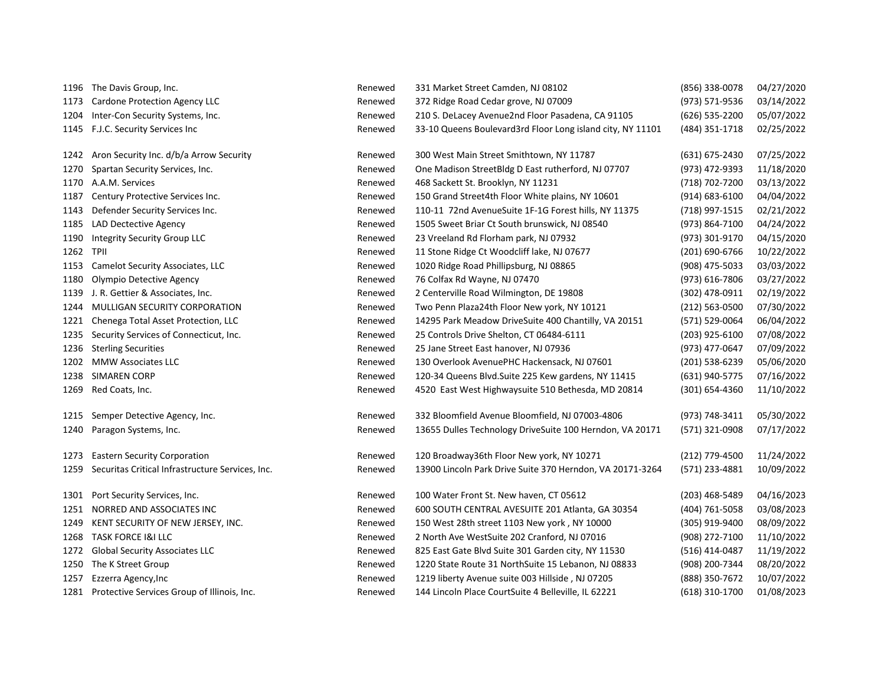| | | | | | |
|---|---|---|---|---|---|
| 1196 | The Davis Group, Inc. | Renewed | 331 Market Street Camden, NJ 08102 | (856) 338-0078 | 04/27/2020 |
| 1173 | Cardone Protection Agency LLC | Renewed | 372 Ridge Road Cedar grove, NJ 07009 | (973) 571-9536 | 03/14/2022 |
| 1204 | Inter-Con Security Systems, Inc. | Renewed | 210 S. DeLacey Avenue2nd Floor Pasadena, CA 91105 | (626) 535-2200 | 05/07/2022 |
| 1145 | F.J.C. Security Services Inc | Renewed | 33-10 Queens Boulevard3rd Floor Long island city, NY 11101 | (484) 351-1718 | 02/25/2022 |
| 1242 | Aron Security Inc. d/b/a Arrow Security | Renewed | 300 West Main Street Smithtown, NY 11787 | (631) 675-2430 | 07/25/2022 |
| 1270 | Spartan Security Services, Inc. | Renewed | One Madison StreetBldg D East rutherford, NJ 07707 | (973) 472-9393 | 11/18/2020 |
| 1170 | A.A.M. Services | Renewed | 468 Sackett St. Brooklyn, NY 11231 | (718) 702-7200 | 03/13/2022 |
| 1187 | Century Protective Services Inc. | Renewed | 150 Grand Street4th Floor White plains, NY 10601 | (914) 683-6100 | 04/04/2022 |
| 1143 | Defender Security Services Inc. | Renewed | 110-11 72nd AvenueSuite 1F-1G Forest hills, NY 11375 | (718) 997-1515 | 02/21/2022 |
| 1185 | LAD Dectective Agency | Renewed | 1505 Sweet Briar Ct South brunswick, NJ 08540 | (973) 864-7100 | 04/24/2022 |
| 1190 | Integrity Security Group LLC | Renewed | 23 Vreeland Rd Florham park, NJ 07932 | (973) 301-9170 | 04/15/2020 |
| 1262 | TPII | Renewed | 11 Stone Ridge Ct Woodcliff lake, NJ 07677 | (201) 690-6766 | 10/22/2022 |
| 1153 | Camelot Security Associates, LLC | Renewed | 1020 Ridge Road Phillipsburg, NJ 08865 | (908) 475-5033 | 03/03/2022 |
| 1180 | Olympio Detective Agency | Renewed | 76 Colfax Rd Wayne, NJ 07470 | (973) 616-7806 | 03/27/2022 |
| 1139 | J. R. Gettier & Associates, Inc. | Renewed | 2 Centerville Road Wilmington, DE 19808 | (302) 478-0911 | 02/19/2022 |
| 1244 | MULLIGAN SECURITY CORPORATION | Renewed | Two Penn Plaza24th Floor New york, NY 10121 | (212) 563-0500 | 07/30/2022 |
| 1221 | Chenega Total Asset Protection, LLC | Renewed | 14295 Park Meadow DriveSuite 400 Chantilly, VA 20151 | (571) 529-0064 | 06/04/2022 |
| 1235 | Security Services of Connecticut, Inc. | Renewed | 25 Controls Drive Shelton, CT 06484-6111 | (203) 925-6100 | 07/08/2022 |
| 1236 | Sterling Securities | Renewed | 25 Jane Street East hanover, NJ 07936 | (973) 477-0647 | 07/09/2022 |
| 1202 | MMW Associates LLC | Renewed | 130 Overlook AvenuePHC Hackensack, NJ 07601 | (201) 538-6239 | 05/06/2020 |
| 1238 | SIMAREN CORP | Renewed | 120-34 Queens Blvd.Suite 225 Kew gardens, NY 11415 | (631) 940-5775 | 07/16/2022 |
| 1269 | Red Coats, Inc. | Renewed | 4520 East West Highwaysuite 510 Bethesda, MD 20814 | (301) 654-4360 | 11/10/2022 |
| 1215 | Semper Detective Agency, Inc. | Renewed | 332 Bloomfield Avenue Bloomfield, NJ 07003-4806 | (973) 748-3411 | 05/30/2022 |
| 1240 | Paragon Systems, Inc. | Renewed | 13655 Dulles Technology DriveSuite 100 Herndon, VA 20171 | (571) 321-0908 | 07/17/2022 |
| 1273 | Eastern Security Corporation | Renewed | 120 Broadway36th Floor New york, NY 10271 | (212) 779-4500 | 11/24/2022 |
| 1259 | Securitas Critical Infrastructure Services, Inc. | Renewed | 13900 Lincoln Park Drive Suite 370 Herndon, VA 20171-3264 | (571) 233-4881 | 10/09/2022 |
| 1301 | Port Security Services, Inc. | Renewed | 100 Water Front St. New haven, CT 05612 | (203) 468-5489 | 04/16/2023 |
| 1251 | NORRED AND ASSOCIATES INC | Renewed | 600 SOUTH CENTRAL AVESUITE 201 Atlanta, GA 30354 | (404) 761-5058 | 03/08/2023 |
| 1249 | KENT SECURITY OF NEW JERSEY, INC. | Renewed | 150 West 28th street 1103 New york , NY 10000 | (305) 919-9400 | 08/09/2022 |
| 1268 | TASK FORCE I&I LLC | Renewed | 2 North Ave WestSuite 202 Cranford, NJ 07016 | (908) 272-7100 | 11/10/2022 |
| 1272 | Global Security Associates LLC | Renewed | 825 East Gate Blvd Suite 301 Garden city, NY 11530 | (516) 414-0487 | 11/19/2022 |
| 1250 | The K Street Group | Renewed | 1220 State Route 31 NorthSuite 15 Lebanon, NJ 08833 | (908) 200-7344 | 08/20/2022 |
| 1257 | Ezzerra Agency,Inc | Renewed | 1219 liberty Avenue suite 003 Hillside , NJ 07205 | (888) 350-7672 | 10/07/2022 |
| 1281 | Protective Services Group of Illinois, Inc. | Renewed | 144 Lincoln Place CourtSuite 4 Belleville, IL 62221 | (618) 310-1700 | 01/08/2023 |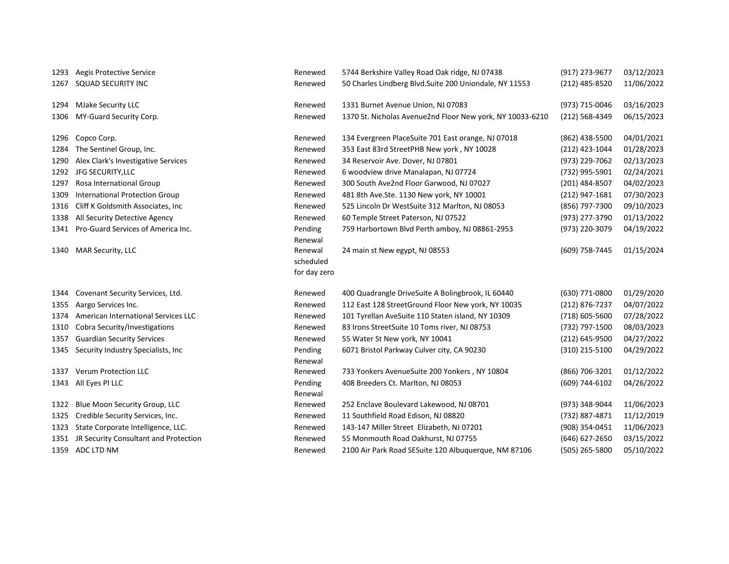| | | | | | |
|---|---|---|---|---|---|
| 1293 | Aegis Protective Service | Renewed | 5744 Berkshire Valley Road Oak ridge, NJ 07438 | (917) 273-9677 | 03/12/2023 |
| 1267 | SQUAD SECURITY INC | Renewed | 50 Charles Lindberg Blvd.Suite 200 Uniondale, NY 11553 | (212) 485-8520 | 11/06/2022 |
| 1294 | MJake Security LLC | Renewed | 1331 Burnet Avenue Union, NJ 07083 | (973) 715-0046 | 03/16/2023 |
| 1306 | MY-Guard Security Corp. | Renewed | 1370 St. Nicholas Avenue2nd Floor New york, NY 10033-6210 | (212) 568-4349 | 06/15/2023 |
| 1296 | Copco Corp. | Renewed | 134 Evergreen PlaceSuite 701 East orange, NJ 07018 | (862) 438-5500 | 04/01/2021 |
| 1284 | The Sentinel Group, Inc. | Renewed | 353 East 83rd StreetPHB New york , NY 10028 | (212) 423-1044 | 01/28/2023 |
| 1290 | Alex Clark's Investigative Services | Renewed | 34 Reservoir Ave. Dover, NJ 07801 | (973) 229-7062 | 02/13/2023 |
| 1292 | JFG SECURITY,LLC | Renewed | 6 woodview drive Manalapan, NJ 07724 | (732) 995-5901 | 02/24/2021 |
| 1297 | Rosa International Group | Renewed | 300 South Ave2nd Floor Garwood, NJ 07027 | (201) 484-8507 | 04/02/2023 |
| 1309 | International Protection Group | Renewed | 481 8th Ave.Ste. 1130 New york, NY 10001 | (212) 947-1681 | 07/30/2023 |
| 1316 | Cliff K Goldsmith Associates, Inc | Renewed | 525 Lincoln Dr WestSuite 312 Marlton, NJ 08053 | (856) 797-7300 | 09/10/2023 |
| 1338 | All Security Detective Agency | Renewed | 60 Temple Street Paterson, NJ 07522 | (973) 277-3790 | 01/13/2022 |
| 1341 | Pro-Guard Services of America Inc. | Pending Renewal | 759 Harbortown Blvd Perth amboy, NJ 08861-2953 | (973) 220-3079 | 04/19/2022 |
| 1340 | MAR Security, LLC | Renewal scheduled for day zero | 24 main st New egypt, NJ 08553 | (609) 758-7445 | 01/15/2024 |
| 1344 | Covenant Security Services, Ltd. | Renewed | 400 Quadrangle DriveSuite A Bolingbrook, IL 60440 | (630) 771-0800 | 01/29/2020 |
| 1355 | Aargo Services Inc. | Renewed | 112 East 128 StreetGround Floor New york, NY 10035 | (212) 876-7237 | 04/07/2022 |
| 1374 | American International Services LLC | Renewed | 101 Tyrellan AveSuite 110 Staten island, NY 10309 | (718) 605-5600 | 07/28/2022 |
| 1310 | Cobra Security/Investigations | Renewed | 83 Irons StreetSuite 10 Toms river, NJ 08753 | (732) 797-1500 | 08/03/2023 |
| 1357 | Guardian Security Services | Renewed | 55 Water St New york, NY 10041 | (212) 645-9500 | 04/27/2022 |
| 1345 | Security Industry Specialists, Inc | Pending Renewal | 6071 Bristol Parkway Culver city, CA 90230 | (310) 215-5100 | 04/29/2022 |
| 1337 | Verum Protection LLC | Renewed | 733 Yonkers AvenueSuite 200 Yonkers , NY 10804 | (866) 706-3201 | 01/12/2022 |
| 1343 | All Eyes PI LLC | Pending Renewal | 408 Breeders Ct. Marlton, NJ 08053 | (609) 744-6102 | 04/26/2022 |
| 1322 | Blue Moon Security Group, LLC | Renewed | 252 Enclave Boulevard Lakewood, NJ 08701 | (973) 348-9044 | 11/06/2023 |
| 1325 | Credible Security Services, Inc. | Renewed | 11 Southfield Road Edison, NJ 08820 | (732) 887-4871 | 11/12/2019 |
| 1323 | State Corporate Intelligence, LLC. | Renewed | 143-147 Miller Street Elizabeth, NJ 07201 | (908) 354-0451 | 11/06/2023 |
| 1351 | JR Security Consultant and Protection | Renewed | 55 Monmouth Road Oakhurst, NJ 07755 | (646) 627-2650 | 03/15/2022 |
| 1359 | ADC LTD NM | Renewed | 2100 Air Park Road SESuite 120 Albuquerque, NM 87106 | (505) 265-5800 | 05/10/2022 |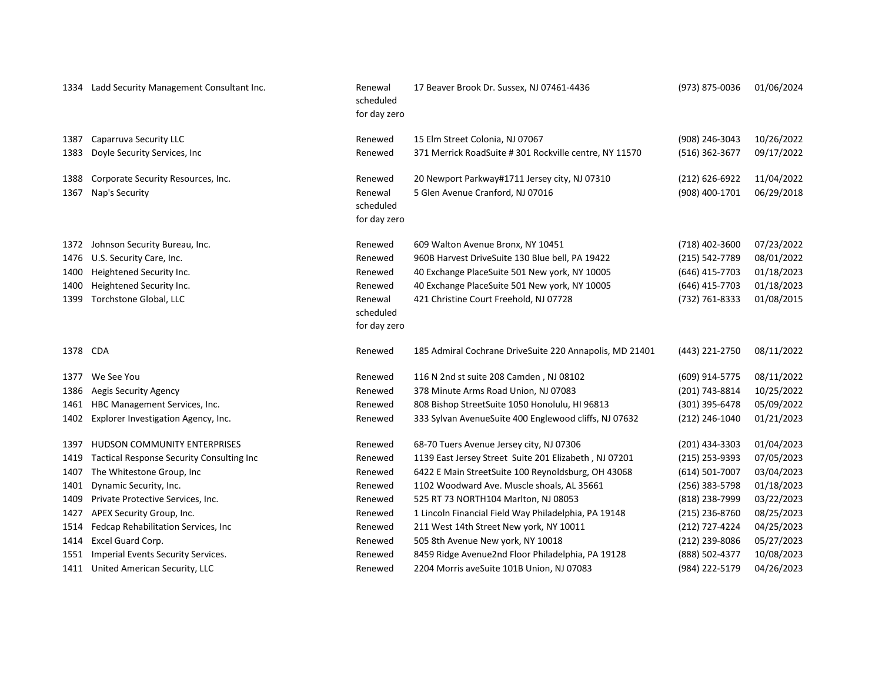| | | | | | |
|---|---|---|---|---|---|
| 1334 | Ladd Security Management Consultant Inc. | Renewal scheduled for day zero | 17 Beaver Brook Dr. Sussex, NJ 07461-4436 | (973) 875-0036 | 01/06/2024 |
| 1387 | Caparruva Security LLC | Renewed | 15 Elm Street Colonia, NJ 07067 | (908) 246-3043 | 10/26/2022 |
| 1383 | Doyle Security Services, Inc | Renewed | 371 Merrick RoadSuite # 301 Rockville centre, NY 11570 | (516) 362-3677 | 09/17/2022 |
| 1388 | Corporate Security Resources, Inc. | Renewed | 20 Newport Parkway#1711 Jersey city, NJ 07310 | (212) 626-6922 | 11/04/2022 |
| 1367 | Nap's Security | Renewal scheduled for day zero | 5 Glen Avenue Cranford, NJ 07016 | (908) 400-1701 | 06/29/2018 |
| 1372 | Johnson Security Bureau, Inc. | Renewed | 609 Walton Avenue Bronx, NY 10451 | (718) 402-3600 | 07/23/2022 |
| 1476 | U.S. Security Care, Inc. | Renewed | 960B Harvest DriveSuite 130 Blue bell, PA 19422 | (215) 542-7789 | 08/01/2022 |
| 1400 | Heightened Security Inc. | Renewed | 40 Exchange PlaceSuite 501 New york, NY 10005 | (646) 415-7703 | 01/18/2023 |
| 1400 | Heightened Security Inc. | Renewed | 40 Exchange PlaceSuite 501 New york, NY 10005 | (646) 415-7703 | 01/18/2023 |
| 1399 | Torchstone Global, LLC | Renewal scheduled for day zero | 421 Christine Court Freehold, NJ 07728 | (732) 761-8333 | 01/08/2015 |
| 1378 | CDA | Renewed | 185 Admiral Cochrane DriveSuite 220 Annapolis, MD 21401 | (443) 221-2750 | 08/11/2022 |
| 1377 | We See You | Renewed | 116 N 2nd st suite 208 Camden , NJ 08102 | (609) 914-5775 | 08/11/2022 |
| 1386 | Aegis Security Agency | Renewed | 378 Minute Arms Road Union, NJ 07083 | (201) 743-8814 | 10/25/2022 |
| 1461 | HBC Management Services, Inc. | Renewed | 808 Bishop StreetSuite 1050 Honolulu, HI 96813 | (301) 395-6478 | 05/09/2022 |
| 1402 | Explorer Investigation Agency, Inc. | Renewed | 333 Sylvan AvenueSuite 400 Englewood cliffs, NJ 07632 | (212) 246-1040 | 01/21/2023 |
| 1397 | HUDSON COMMUNITY ENTERPRISES | Renewed | 68-70 Tuers Avenue Jersey city, NJ 07306 | (201) 434-3303 | 01/04/2023 |
| 1419 | Tactical Response Security Consulting Inc | Renewed | 1139 East Jersey Street Suite 201 Elizabeth , NJ 07201 | (215) 253-9393 | 07/05/2023 |
| 1407 | The Whitestone Group, Inc | Renewed | 6422 E Main StreetSuite 100 Reynoldsburg, OH 43068 | (614) 501-7007 | 03/04/2023 |
| 1401 | Dynamic Security, Inc. | Renewed | 1102 Woodward Ave. Muscle shoals, AL 35661 | (256) 383-5798 | 01/18/2023 |
| 1409 | Private Protective Services, Inc. | Renewed | 525 RT 73 NORTH104 Marlton, NJ 08053 | (818) 238-7999 | 03/22/2023 |
| 1427 | APEX Security Group, Inc. | Renewed | 1 Lincoln Financial Field Way Philadelphia, PA 19148 | (215) 236-8760 | 08/25/2023 |
| 1514 | Fedcap Rehabilitation Services, Inc | Renewed | 211 West 14th Street New york, NY 10011 | (212) 727-4224 | 04/25/2023 |
| 1414 | Excel Guard Corp. | Renewed | 505 8th Avenue New york, NY 10018 | (212) 239-8086 | 05/27/2023 |
| 1551 | Imperial Events Security Services. | Renewed | 8459 Ridge Avenue2nd Floor Philadelphia, PA 19128 | (888) 502-4377 | 10/08/2023 |
| 1411 | United American Security, LLC | Renewed | 2204 Morris aveSuite 101B Union, NJ 07083 | (984) 222-5179 | 04/26/2023 |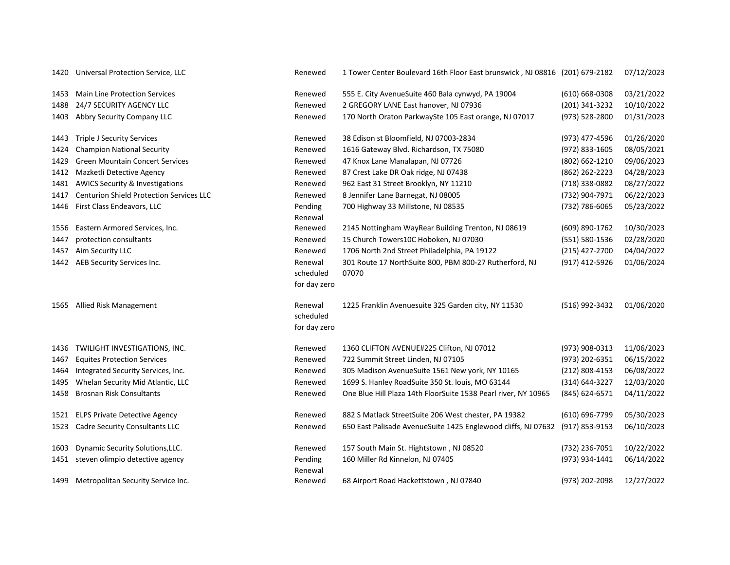| | | | | | |
|---|---|---|---|---|---|
| 1420 | Universal Protection Service, LLC | Renewed | 1 Tower Center Boulevard 16th Floor East brunswick , NJ 08816 | (201) 679-2182 | 07/12/2023 |
| 1453 | Main Line Protection Services | Renewed | 555 E. City AvenueSuite 460 Bala cynwyd, PA 19004 | (610) 668-0308 | 03/21/2022 |
| 1488 | 24/7 SECURITY AGENCY LLC | Renewed | 2 GREGORY LANE East hanover, NJ 07936 | (201) 341-3232 | 10/10/2022 |
| 1403 | Abbry Security Company LLC | Renewed | 170 North Oraton ParkwaySte 105 East orange, NJ 07017 | (973) 528-2800 | 01/31/2023 |
| 1443 | Triple J Security Services | Renewed | 38 Edison st Bloomfield, NJ 07003-2834 | (973) 477-4596 | 01/26/2020 |
| 1424 | Champion National Security | Renewed | 1616 Gateway Blvd. Richardson, TX 75080 | (972) 833-1605 | 08/05/2021 |
| 1429 | Green Mountain Concert Services | Renewed | 47 Knox Lane Manalapan, NJ 07726 | (802) 662-1210 | 09/06/2023 |
| 1412 | Mazketli Detective Agency | Renewed | 87 Crest Lake DR Oak ridge, NJ 07438 | (862) 262-2223 | 04/28/2023 |
| 1481 | AWICS Security & Investigations | Renewed | 962 East 31 Street Brooklyn, NY 11210 | (718) 338-0882 | 08/27/2022 |
| 1417 | Centurion Shield Protection Services LLC | Renewed | 8 Jennifer Lane Barnegat, NJ 08005 | (732) 904-7971 | 06/22/2023 |
| 1446 | First Class Endeavors, LLC | Pending Renewal | 700 Highway 33 Millstone, NJ 08535 | (732) 786-6065 | 05/23/2022 |
| 1556 | Eastern Armored Services, Inc. | Renewed | 2145 Nottingham WayRear Building Trenton, NJ 08619 | (609) 890-1762 | 10/30/2023 |
| 1447 | protection consultants | Renewed | 15 Church Towers10C Hoboken, NJ 07030 | (551) 580-1536 | 02/28/2020 |
| 1457 | Aim Security LLC | Renewed | 1706 North 2nd Street Philadelphia, PA 19122 | (215) 427-2700 | 04/04/2022 |
| 1442 | AEB Security Services Inc. | Renewal scheduled for day zero | 301 Route 17 NorthSuite 800, PBM 800-27 Rutherford, NJ 07070 | (917) 412-5926 | 01/06/2024 |
| 1565 | Allied Risk Management | Renewal scheduled for day zero | 1225 Franklin Avenuesuite 325 Garden city, NY 11530 | (516) 992-3432 | 01/06/2020 |
| 1436 | TWILIGHT INVESTIGATIONS, INC. | Renewed | 1360 CLIFTON AVENUE#225 Clifton, NJ 07012 | (973) 908-0313 | 11/06/2023 |
| 1467 | Equites Protection Services | Renewed | 722 Summit Street Linden, NJ 07105 | (973) 202-6351 | 06/15/2022 |
| 1464 | Integrated Security Services, Inc. | Renewed | 305 Madison AvenueSuite 1561 New york, NY 10165 | (212) 808-4153 | 06/08/2022 |
| 1495 | Whelan Security Mid Atlantic, LLC | Renewed | 1699 S. Hanley RoadSuite 350 St. louis, MO 63144 | (314) 644-3227 | 12/03/2020 |
| 1458 | Brosnan Risk Consultants | Renewed | One Blue Hill Plaza 14th FloorSuite 1538 Pearl river, NY 10965 | (845) 624-6571 | 04/11/2022 |
| 1521 | ELPS Private Detective Agency | Renewed | 882 S Matlack StreetSuite 206 West chester, PA 19382 | (610) 696-7799 | 05/30/2023 |
| 1523 | Cadre Security Consultants LLC | Renewed | 650 East Palisade AvenueSuite 1425 Englewood cliffs, NJ 07632 | (917) 853-9153 | 06/10/2023 |
| 1603 | Dynamic Security Solutions,LLC. | Renewed | 157 South Main St. Hightstown , NJ 08520 | (732) 236-7051 | 10/22/2022 |
| 1451 | steven olimpio detective agency | Pending Renewal | 160 Miller Rd Kinnelon, NJ 07405 | (973) 934-1441 | 06/14/2022 |
| 1499 | Metropolitan Security Service Inc. | Renewed | 68 Airport Road Hackettstown , NJ 07840 | (973) 202-2098 | 12/27/2022 |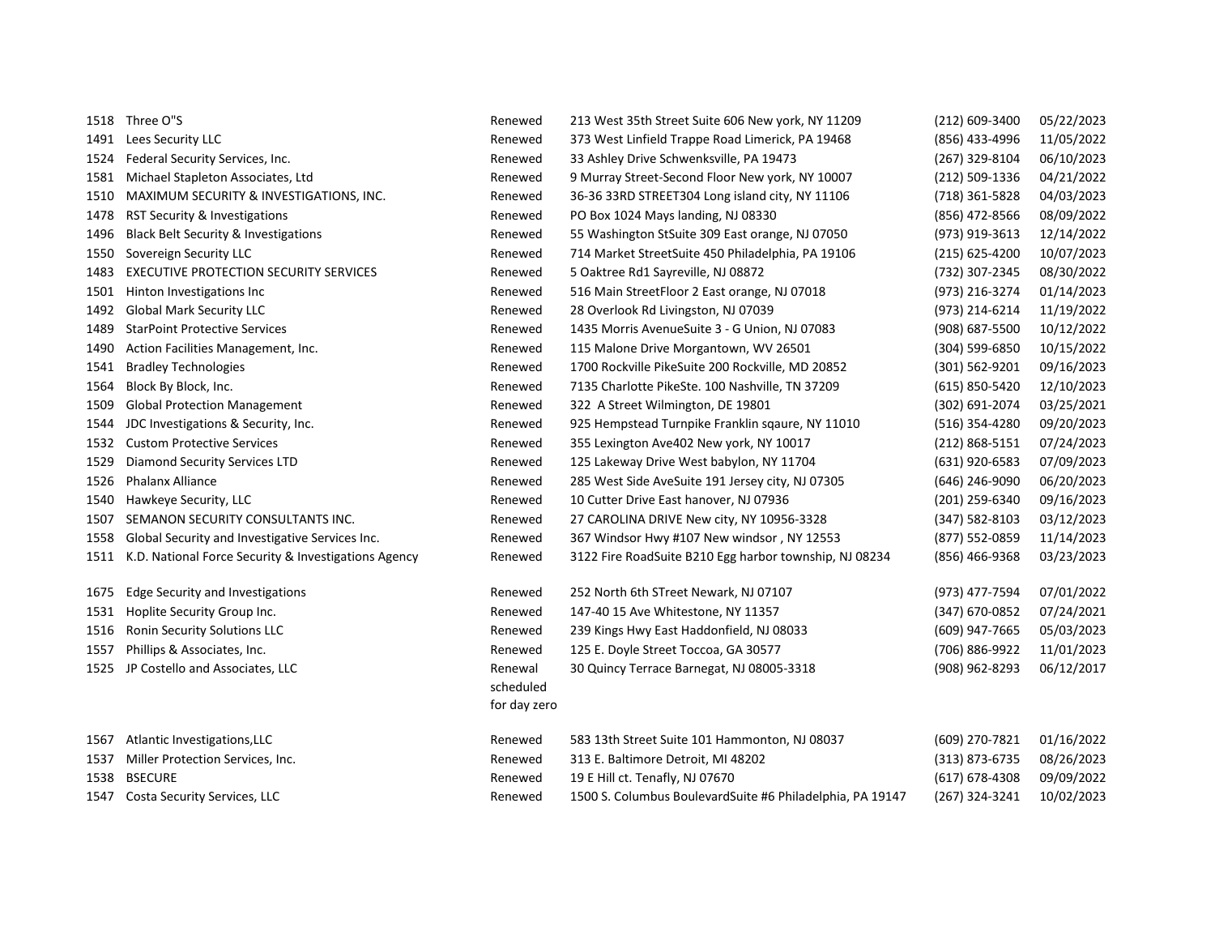| | | | | | |
|---|---|---|---|---|---|
| 1518 | Three O"S | Renewed | 213 West 35th Street Suite 606 New york, NY 11209 | (212) 609-3400 | 05/22/2023 |
| 1491 | Lees Security LLC | Renewed | 373 West Linfield Trappe Road Limerick, PA 19468 | (856) 433-4996 | 11/05/2022 |
| 1524 | Federal Security Services, Inc. | Renewed | 33 Ashley Drive Schwenksville, PA 19473 | (267) 329-8104 | 06/10/2023 |
| 1581 | Michael Stapleton Associates, Ltd | Renewed | 9 Murray Street-Second Floor New york, NY 10007 | (212) 509-1336 | 04/21/2022 |
| 1510 | MAXIMUM SECURITY & INVESTIGATIONS, INC. | Renewed | 36-36 33RD STREET304 Long island city, NY 11106 | (718) 361-5828 | 04/03/2023 |
| 1478 | RST Security & Investigations | Renewed | PO Box 1024 Mays landing, NJ 08330 | (856) 472-8566 | 08/09/2022 |
| 1496 | Black Belt Security & Investigations | Renewed | 55 Washington StSuite 309 East orange, NJ 07050 | (973) 919-3613 | 12/14/2022 |
| 1550 | Sovereign Security LLC | Renewed | 714 Market StreetSuite 450 Philadelphia, PA 19106 | (215) 625-4200 | 10/07/2023 |
| 1483 | EXECUTIVE PROTECTION SECURITY SERVICES | Renewed | 5 Oaktree Rd1 Sayreville, NJ 08872 | (732) 307-2345 | 08/30/2022 |
| 1501 | Hinton Investigations Inc | Renewed | 516 Main StreetFloor 2 East orange, NJ 07018 | (973) 216-3274 | 01/14/2023 |
| 1492 | Global Mark Security LLC | Renewed | 28 Overlook Rd Livingston, NJ 07039 | (973) 214-6214 | 11/19/2022 |
| 1489 | StarPoint Protective Services | Renewed | 1435 Morris AvenueSuite 3 - G Union, NJ 07083 | (908) 687-5500 | 10/12/2022 |
| 1490 | Action Facilities Management, Inc. | Renewed | 115 Malone Drive Morgantown, WV 26501 | (304) 599-6850 | 10/15/2022 |
| 1541 | Bradley Technologies | Renewed | 1700 Rockville PikeSuite 200 Rockville, MD 20852 | (301) 562-9201 | 09/16/2023 |
| 1564 | Block By Block, Inc. | Renewed | 7135 Charlotte PikeSte. 100 Nashville, TN 37209 | (615) 850-5420 | 12/10/2023 |
| 1509 | Global Protection Management | Renewed | 322 A Street Wilmington, DE 19801 | (302) 691-2074 | 03/25/2021 |
| 1544 | JDC Investigations & Security, Inc. | Renewed | 925 Hempstead Turnpike Franklin sqaure, NY 11010 | (516) 354-4280 | 09/20/2023 |
| 1532 | Custom Protective Services | Renewed | 355 Lexington Ave402 New york, NY 10017 | (212) 868-5151 | 07/24/2023 |
| 1529 | Diamond Security Services LTD | Renewed | 125 Lakeway Drive West babylon, NY 11704 | (631) 920-6583 | 07/09/2023 |
| 1526 | Phalanx Alliance | Renewed | 285 West Side AveSuite 191 Jersey city, NJ 07305 | (646) 246-9090 | 06/20/2023 |
| 1540 | Hawkeye Security, LLC | Renewed | 10 Cutter Drive East hanover, NJ 07936 | (201) 259-6340 | 09/16/2023 |
| 1507 | SEMANON SECURITY CONSULTANTS INC. | Renewed | 27 CAROLINA DRIVE New city, NY 10956-3328 | (347) 582-8103 | 03/12/2023 |
| 1558 | Global Security and Investigative Services Inc. | Renewed | 367 Windsor Hwy #107 New windsor , NY 12553 | (877) 552-0859 | 11/14/2023 |
| 1511 | K.D. National Force Security & Investigations Agency | Renewed | 3122 Fire RoadSuite B210 Egg harbor township, NJ 08234 | (856) 466-9368 | 03/23/2023 |
| 1675 | Edge Security and Investigations | Renewed | 252 North 6th STreet Newark, NJ 07107 | (973) 477-7594 | 07/01/2022 |
| 1531 | Hoplite Security Group Inc. | Renewed | 147-40 15 Ave Whitestone, NY 11357 | (347) 670-0852 | 07/24/2021 |
| 1516 | Ronin Security Solutions LLC | Renewed | 239 Kings Hwy East Haddonfield, NJ 08033 | (609) 947-7665 | 05/03/2023 |
| 1557 | Phillips & Associates, Inc. | Renewed | 125 E. Doyle Street Toccoa, GA 30577 | (706) 886-9922 | 11/01/2023 |
| 1525 | JP Costello and Associates, LLC | Renewal scheduled for day zero | 30 Quincy Terrace Barnegat, NJ 08005-3318 | (908) 962-8293 | 06/12/2017 |
| 1567 | Atlantic Investigations,LLC | Renewed | 583 13th Street Suite 101 Hammonton, NJ 08037 | (609) 270-7821 | 01/16/2022 |
| 1537 | Miller Protection Services, Inc. | Renewed | 313 E. Baltimore Detroit, MI 48202 | (313) 873-6735 | 08/26/2023 |
| 1538 | BSECURE | Renewed | 19 E Hill ct. Tenafly, NJ 07670 | (617) 678-4308 | 09/09/2022 |
| 1547 | Costa Security Services, LLC | Renewed | 1500 S. Columbus BoulevardSuite #6 Philadelphia, PA 19147 | (267) 324-3241 | 10/02/2023 |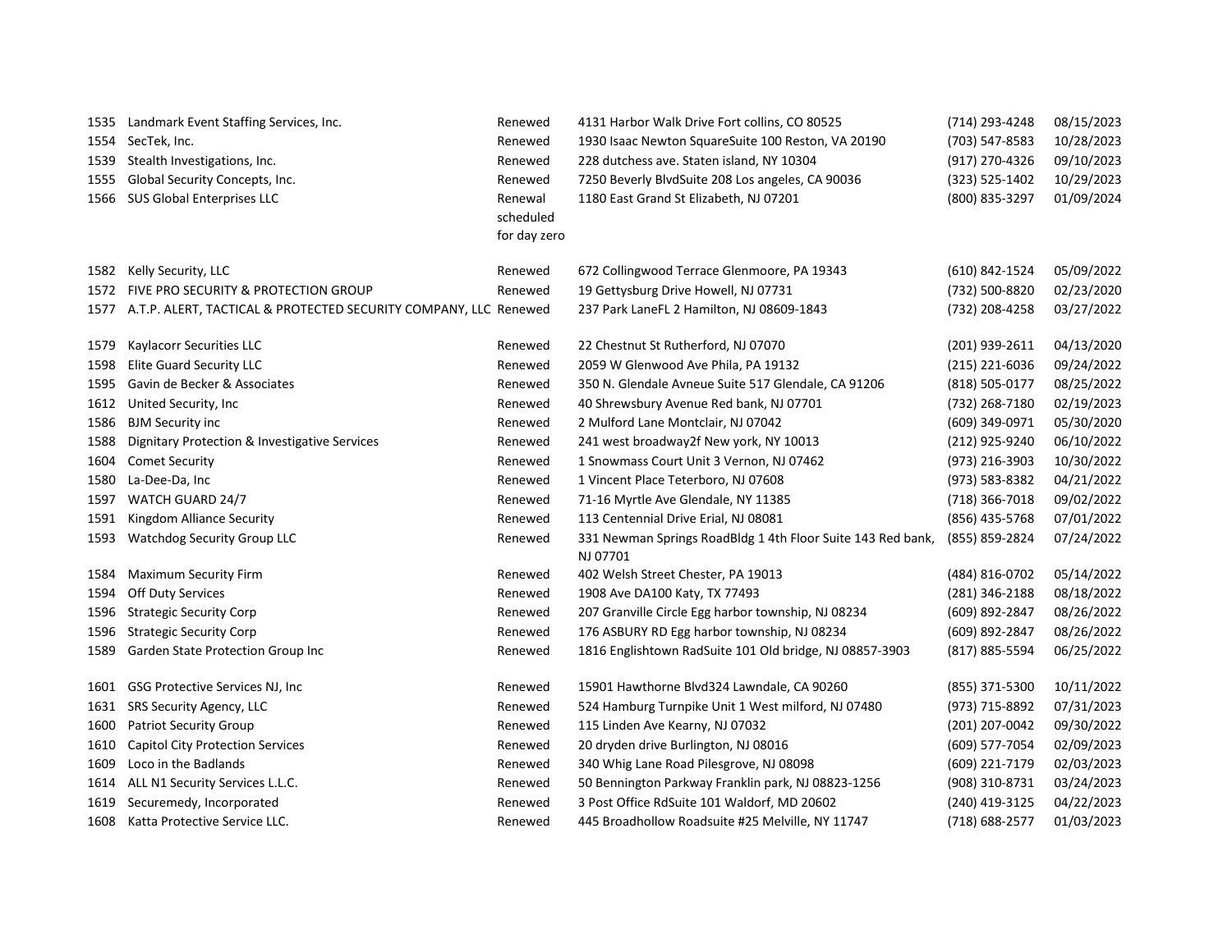| | | | | | |
|---|---|---|---|---|---|
| 1535 | Landmark Event Staffing Services, Inc. | Renewed | 4131 Harbor Walk Drive Fort collins, CO 80525 | (714) 293-4248 | 08/15/2023 |
| 1554 | SecTek, Inc. | Renewed | 1930 Isaac Newton SquareSuite 100 Reston, VA 20190 | (703) 547-8583 | 10/28/2023 |
| 1539 | Stealth Investigations, Inc. | Renewed | 228 dutchess ave. Staten island, NY 10304 | (917) 270-4326 | 09/10/2023 |
| 1555 | Global Security Concepts, Inc. | Renewed | 7250 Beverly BlvdSuite 208 Los angeles, CA 90036 | (323) 525-1402 | 10/29/2023 |
| 1566 | SUS Global Enterprises LLC | Renewal scheduled for day zero | 1180 East Grand St Elizabeth, NJ 07201 | (800) 835-3297 | 01/09/2024 |
| 1582 | Kelly Security, LLC | Renewed | 672 Collingwood Terrace Glenmoore, PA 19343 | (610) 842-1524 | 05/09/2022 |
| 1572 | FIVE PRO SECURITY & PROTECTION GROUP | Renewed | 19 Gettysburg Drive Howell, NJ 07731 | (732) 500-8820 | 02/23/2020 |
| 1577 | A.T.P. ALERT, TACTICAL & PROTECTED SECURITY COMPANY, LLC | Renewed | 237 Park LaneFL 2 Hamilton, NJ 08609-1843 | (732) 208-4258 | 03/27/2022 |
| 1579 | Kaylacorr Securities LLC | Renewed | 22 Chestnut St Rutherford, NJ 07070 | (201) 939-2611 | 04/13/2020 |
| 1598 | Elite Guard Security LLC | Renewed | 2059 W Glenwood Ave Phila, PA 19132 | (215) 221-6036 | 09/24/2022 |
| 1595 | Gavin de Becker & Associates | Renewed | 350 N. Glendale Avneue Suite 517 Glendale, CA 91206 | (818) 505-0177 | 08/25/2022 |
| 1612 | United Security, Inc | Renewed | 40 Shrewsbury Avenue Red bank, NJ 07701 | (732) 268-7180 | 02/19/2023 |
| 1586 | BJM Security inc | Renewed | 2 Mulford Lane Montclair, NJ 07042 | (609) 349-0971 | 05/30/2020 |
| 1588 | Dignitary Protection & Investigative Services | Renewed | 241 west broadway2f New york, NY 10013 | (212) 925-9240 | 06/10/2022 |
| 1604 | Comet Security | Renewed | 1 Snowmass Court Unit 3 Vernon, NJ 07462 | (973) 216-3903 | 10/30/2022 |
| 1580 | La-Dee-Da, Inc | Renewed | 1 Vincent Place Teterboro, NJ 07608 | (973) 583-8382 | 04/21/2022 |
| 1597 | WATCH GUARD 24/7 | Renewed | 71-16 Myrtle Ave Glendale, NY 11385 | (718) 366-7018 | 09/02/2022 |
| 1591 | Kingdom Alliance Security | Renewed | 113 Centennial Drive Erial, NJ 08081 | (856) 435-5768 | 07/01/2022 |
| 1593 | Watchdog Security Group LLC | Renewed | 331 Newman Springs RoadBldg 1 4th Floor Suite 143 Red bank, NJ 07701 | (855) 859-2824 | 07/24/2022 |
| 1584 | Maximum Security Firm | Renewed | 402 Welsh Street Chester, PA 19013 | (484) 816-0702 | 05/14/2022 |
| 1594 | Off Duty Services | Renewed | 1908 Ave DA100 Katy, TX 77493 | (281) 346-2188 | 08/18/2022 |
| 1596 | Strategic Security Corp | Renewed | 207 Granville Circle Egg harbor township, NJ 08234 | (609) 892-2847 | 08/26/2022 |
| 1596 | Strategic Security Corp | Renewed | 176 ASBURY RD Egg harbor township, NJ 08234 | (609) 892-2847 | 08/26/2022 |
| 1589 | Garden State Protection Group Inc | Renewed | 1816 Englishtown RadSuite 101 Old bridge, NJ 08857-3903 | (817) 885-5594 | 06/25/2022 |
| 1601 | GSG Protective Services NJ, Inc | Renewed | 15901 Hawthorne Blvd324 Lawndale, CA 90260 | (855) 371-5300 | 10/11/2022 |
| 1631 | SRS Security Agency, LLC | Renewed | 524 Hamburg Turnpike Unit 1 West milford, NJ 07480 | (973) 715-8892 | 07/31/2023 |
| 1600 | Patriot Security Group | Renewed | 115 Linden Ave Kearny, NJ 07032 | (201) 207-0042 | 09/30/2022 |
| 1610 | Capitol City Protection Services | Renewed | 20 dryden drive Burlington, NJ 08016 | (609) 577-7054 | 02/09/2023 |
| 1609 | Loco in the Badlands | Renewed | 340 Whig Lane Road Pilesgrove, NJ 08098 | (609) 221-7179 | 02/03/2023 |
| 1614 | ALL N1 Security Services L.L.C. | Renewed | 50 Bennington Parkway Franklin park, NJ 08823-1256 | (908) 310-8731 | 03/24/2023 |
| 1619 | Securemedy, Incorporated | Renewed | 3 Post Office RdSuite 101 Waldorf, MD 20602 | (240) 419-3125 | 04/22/2023 |
| 1608 | Katta Protective Service LLC. | Renewed | 445 Broadhollow Roadsuite #25 Melville, NY 11747 | (718) 688-2577 | 01/03/2023 |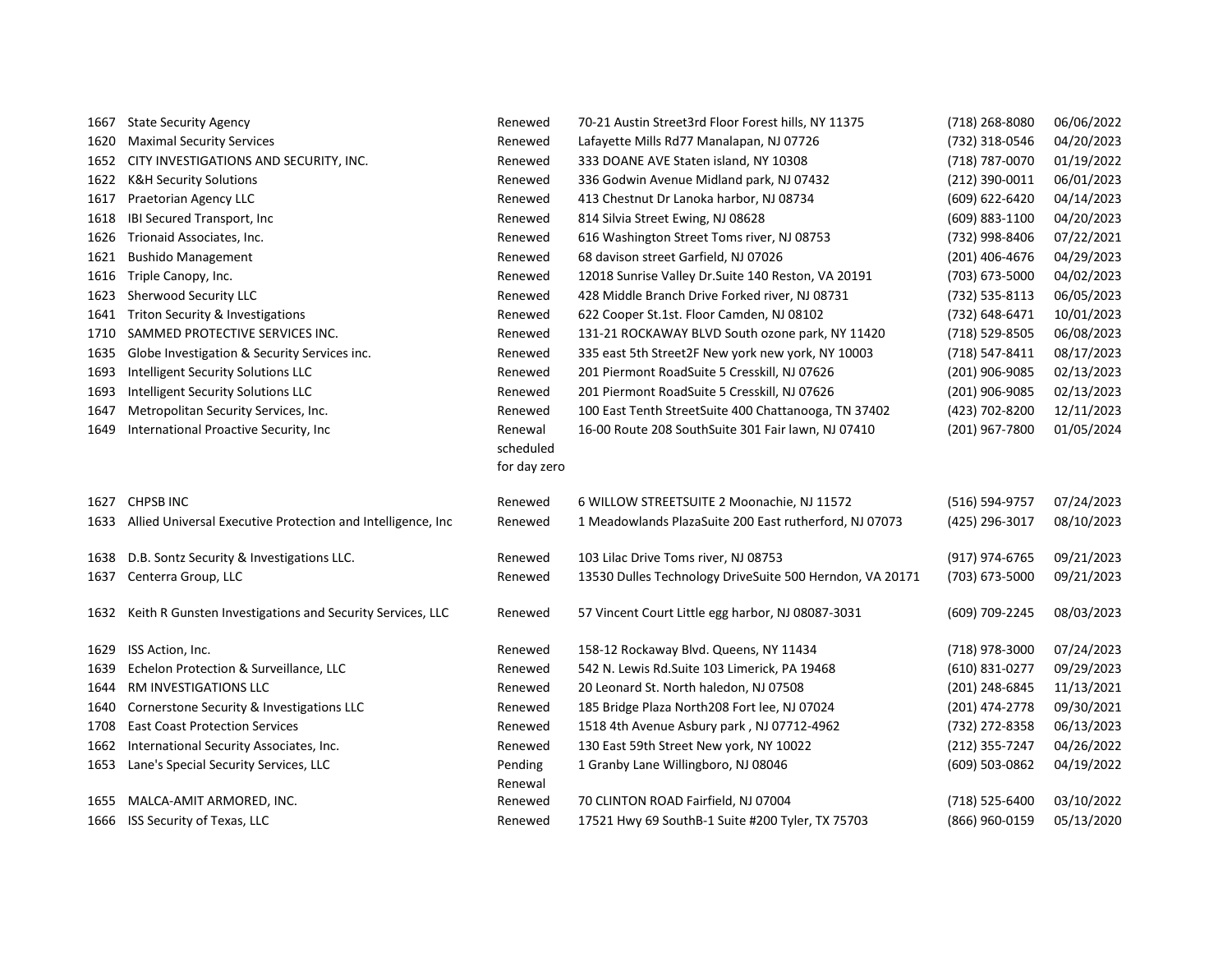| | | | | | |
|---|---|---|---|---|---|
| 1667 | State Security Agency | Renewed | 70-21 Austin Street3rd Floor Forest hills, NY 11375 | (718) 268-8080 | 06/06/2022 |
| 1620 | Maximal Security Services | Renewed | Lafayette Mills Rd77 Manalapan, NJ 07726 | (732) 318-0546 | 04/20/2023 |
| 1652 | CITY INVESTIGATIONS AND SECURITY, INC. | Renewed | 333 DOANE AVE Staten island, NY 10308 | (718) 787-0070 | 01/19/2022 |
| 1622 | K&H Security Solutions | Renewed | 336 Godwin Avenue Midland park, NJ 07432 | (212) 390-0011 | 06/01/2023 |
| 1617 | Praetorian Agency LLC | Renewed | 413 Chestnut Dr Lanoka harbor, NJ 08734 | (609) 622-6420 | 04/14/2023 |
| 1618 | IBI Secured Transport, Inc | Renewed | 814 Silvia Street Ewing, NJ 08628 | (609) 883-1100 | 04/20/2023 |
| 1626 | Trionaid Associates, Inc. | Renewed | 616 Washington Street Toms river, NJ 08753 | (732) 998-8406 | 07/22/2021 |
| 1621 | Bushido Management | Renewed | 68 davison street Garfield, NJ 07026 | (201) 406-4676 | 04/29/2023 |
| 1616 | Triple Canopy, Inc. | Renewed | 12018 Sunrise Valley Dr.Suite 140 Reston, VA 20191 | (703) 673-5000 | 04/02/2023 |
| 1623 | Sherwood Security LLC | Renewed | 428 Middle Branch Drive Forked river, NJ 08731 | (732) 535-8113 | 06/05/2023 |
| 1641 | Triton Security & Investigations | Renewed | 622 Cooper St.1st. Floor Camden, NJ 08102 | (732) 648-6471 | 10/01/2023 |
| 1710 | SAMMED PROTECTIVE SERVICES INC. | Renewed | 131-21 ROCKAWAY BLVD South ozone park, NY 11420 | (718) 529-8505 | 06/08/2023 |
| 1635 | Globe Investigation & Security Services inc. | Renewed | 335 east 5th Street2F New york new york, NY 10003 | (718) 547-8411 | 08/17/2023 |
| 1693 | Intelligent Security Solutions LLC | Renewed | 201 Piermont RoadSuite 5 Cresskill, NJ 07626 | (201) 906-9085 | 02/13/2023 |
| 1693 | Intelligent Security Solutions LLC | Renewed | 201 Piermont RoadSuite 5 Cresskill, NJ 07626 | (201) 906-9085 | 02/13/2023 |
| 1647 | Metropolitan Security Services, Inc. | Renewed | 100 East Tenth StreetSuite 400 Chattanooga, TN 37402 | (423) 702-8200 | 12/11/2023 |
| 1649 | International Proactive Security, Inc | Renewal scheduled for day zero | 16-00 Route 208 SouthSuite 301 Fair lawn, NJ 07410 | (201) 967-7800 | 01/05/2024 |
| 1627 | CHPSB INC | Renewed | 6 WILLOW STREETSUITE 2 Moonachie, NJ 11572 | (516) 594-9757 | 07/24/2023 |
| 1633 | Allied Universal Executive Protection and Intelligence, Inc | Renewed | 1 Meadowlands PlazaSuite 200 East rutherford, NJ 07073 | (425) 296-3017 | 08/10/2023 |
| 1638 | D.B. Sontz Security & Investigations LLC. | Renewed | 103 Lilac Drive Toms river, NJ 08753 | (917) 974-6765 | 09/21/2023 |
| 1637 | Centerra Group, LLC | Renewed | 13530 Dulles Technology DriveSuite 500 Herndon, VA 20171 | (703) 673-5000 | 09/21/2023 |
| 1632 | Keith R Gunsten Investigations and Security Services, LLC | Renewed | 57 Vincent Court Little egg harbor, NJ 08087-3031 | (609) 709-2245 | 08/03/2023 |
| 1629 | ISS Action, Inc. | Renewed | 158-12 Rockaway Blvd. Queens, NY 11434 | (718) 978-3000 | 07/24/2023 |
| 1639 | Echelon Protection & Surveillance, LLC | Renewed | 542 N. Lewis Rd.Suite 103 Limerick, PA 19468 | (610) 831-0277 | 09/29/2023 |
| 1644 | RM INVESTIGATIONS LLC | Renewed | 20 Leonard St. North haledon, NJ 07508 | (201) 248-6845 | 11/13/2021 |
| 1640 | Cornerstone Security & Investigations LLC | Renewed | 185 Bridge Plaza North208 Fort lee, NJ 07024 | (201) 474-2778 | 09/30/2021 |
| 1708 | East Coast Protection Services | Renewed | 1518 4th Avenue Asbury park , NJ 07712-4962 | (732) 272-8358 | 06/13/2023 |
| 1662 | International Security Associates, Inc. | Renewed | 130 East 59th Street New york, NY 10022 | (212) 355-7247 | 04/26/2022 |
| 1653 | Lane's Special Security Services, LLC | Pending Renewal | 1 Granby Lane Willingboro, NJ 08046 | (609) 503-0862 | 04/19/2022 |
| 1655 | MALCA-AMIT ARMORED, INC. | Renewed | 70 CLINTON ROAD Fairfield, NJ 07004 | (718) 525-6400 | 03/10/2022 |
| 1666 | ISS Security of Texas, LLC | Renewed | 17521 Hwy 69 SouthB-1 Suite #200 Tyler, TX 75703 | (866) 960-0159 | 05/13/2020 |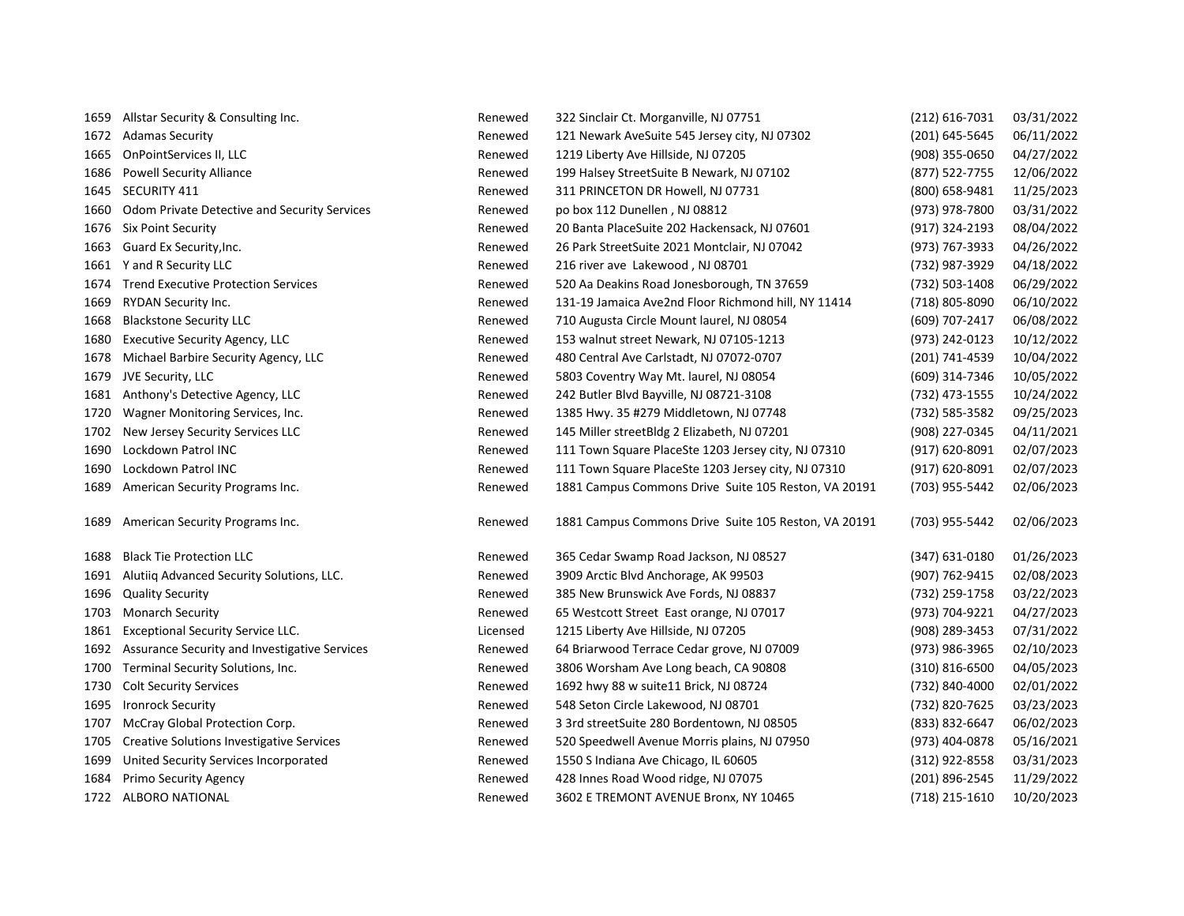| | | | | | |
|---|---|---|---|---|---|
| 1659 | Allstar Security & Consulting Inc. | Renewed | 322 Sinclair Ct. Morganville, NJ 07751 | (212) 616-7031 | 03/31/2022 |
| 1672 | Adamas Security | Renewed | 121 Newark AveSuite 545 Jersey city, NJ 07302 | (201) 645-5645 | 06/11/2022 |
| 1665 | OnPointServices II, LLC | Renewed | 1219 Liberty Ave Hillside, NJ 07205 | (908) 355-0650 | 04/27/2022 |
| 1686 | Powell Security Alliance | Renewed | 199 Halsey StreetSuite B Newark, NJ 07102 | (877) 522-7755 | 12/06/2022 |
| 1645 | SECURITY 411 | Renewed | 311 PRINCETON DR Howell, NJ 07731 | (800) 658-9481 | 11/25/2023 |
| 1660 | Odom Private Detective and Security Services | Renewed | po box 112 Dunellen , NJ 08812 | (973) 978-7800 | 03/31/2022 |
| 1676 | Six Point Security | Renewed | 20 Banta PlaceSuite 202 Hackensack, NJ 07601 | (917) 324-2193 | 08/04/2022 |
| 1663 | Guard Ex Security,Inc. | Renewed | 26 Park StreetSuite 2021 Montclair, NJ 07042 | (973) 767-3933 | 04/26/2022 |
| 1661 | Y and R Security LLC | Renewed | 216 river ave Lakewood , NJ 08701 | (732) 987-3929 | 04/18/2022 |
| 1674 | Trend Executive Protection Services | Renewed | 520 Aa Deakins Road Jonesborough, TN 37659 | (732) 503-1408 | 06/29/2022 |
| 1669 | RYDAN Security Inc. | Renewed | 131-19 Jamaica Ave2nd Floor Richmond hill, NY 11414 | (718) 805-8090 | 06/10/2022 |
| 1668 | Blackstone Security LLC | Renewed | 710 Augusta Circle Mount laurel, NJ 08054 | (609) 707-2417 | 06/08/2022 |
| 1680 | Executive Security Agency, LLC | Renewed | 153 walnut street Newark, NJ 07105-1213 | (973) 242-0123 | 10/12/2022 |
| 1678 | Michael Barbire Security Agency, LLC | Renewed | 480 Central Ave Carlstadt, NJ 07072-0707 | (201) 741-4539 | 10/04/2022 |
| 1679 | JVE Security, LLC | Renewed | 5803 Coventry Way Mt. laurel, NJ 08054 | (609) 314-7346 | 10/05/2022 |
| 1681 | Anthony's Detective Agency, LLC | Renewed | 242 Butler Blvd Bayville, NJ 08721-3108 | (732) 473-1555 | 10/24/2022 |
| 1720 | Wagner Monitoring Services, Inc. | Renewed | 1385 Hwy. 35 #279 Middletown, NJ 07748 | (732) 585-3582 | 09/25/2023 |
| 1702 | New Jersey Security Services LLC | Renewed | 145 Miller streetBldg 2 Elizabeth, NJ 07201 | (908) 227-0345 | 04/11/2021 |
| 1690 | Lockdown Patrol INC | Renewed | 111 Town Square PlaceSte 1203 Jersey city, NJ 07310 | (917) 620-8091 | 02/07/2023 |
| 1690 | Lockdown Patrol INC | Renewed | 111 Town Square PlaceSte 1203 Jersey city, NJ 07310 | (917) 620-8091 | 02/07/2023 |
| 1689 | American Security Programs Inc. | Renewed | 1881 Campus Commons Drive Suite 105 Reston, VA 20191 | (703) 955-5442 | 02/06/2023 |
| 1689 | American Security Programs Inc. | Renewed | 1881 Campus Commons Drive Suite 105 Reston, VA 20191 | (703) 955-5442 | 02/06/2023 |
| 1688 | Black Tie Protection LLC | Renewed | 365 Cedar Swamp Road Jackson, NJ 08527 | (347) 631-0180 | 01/26/2023 |
| 1691 | Alutiiq Advanced Security Solutions, LLC. | Renewed | 3909 Arctic Blvd Anchorage, AK 99503 | (907) 762-9415 | 02/08/2023 |
| 1696 | Quality Security | Renewed | 385 New Brunswick Ave Fords, NJ 08837 | (732) 259-1758 | 03/22/2023 |
| 1703 | Monarch Security | Renewed | 65 Westcott Street East orange, NJ 07017 | (973) 704-9221 | 04/27/2023 |
| 1861 | Exceptional Security Service LLC. | Licensed | 1215 Liberty Ave Hillside, NJ 07205 | (908) 289-3453 | 07/31/2022 |
| 1692 | Assurance Security and Investigative Services | Renewed | 64 Briarwood Terrace Cedar grove, NJ 07009 | (973) 986-3965 | 02/10/2023 |
| 1700 | Terminal Security Solutions, Inc. | Renewed | 3806 Worsham Ave Long beach, CA 90808 | (310) 816-6500 | 04/05/2023 |
| 1730 | Colt Security Services | Renewed | 1692 hwy 88 w suite11 Brick, NJ 08724 | (732) 840-4000 | 02/01/2022 |
| 1695 | Ironrock Security | Renewed | 548 Seton Circle Lakewood, NJ 08701 | (732) 820-7625 | 03/23/2023 |
| 1707 | McCray Global Protection Corp. | Renewed | 3 3rd streetSuite 280 Bordentown, NJ 08505 | (833) 832-6647 | 06/02/2023 |
| 1705 | Creative Solutions Investigative Services | Renewed | 520 Speedwell Avenue Morris plains, NJ 07950 | (973) 404-0878 | 05/16/2021 |
| 1699 | United Security Services Incorporated | Renewed | 1550 S Indiana Ave Chicago, IL 60605 | (312) 922-8558 | 03/31/2023 |
| 1684 | Primo Security Agency | Renewed | 428 Innes Road Wood ridge, NJ 07075 | (201) 896-2545 | 11/29/2022 |
| 1722 | ALBORO NATIONAL | Renewed | 3602 E TREMONT AVENUE Bronx, NY 10465 | (718) 215-1610 | 10/20/2023 |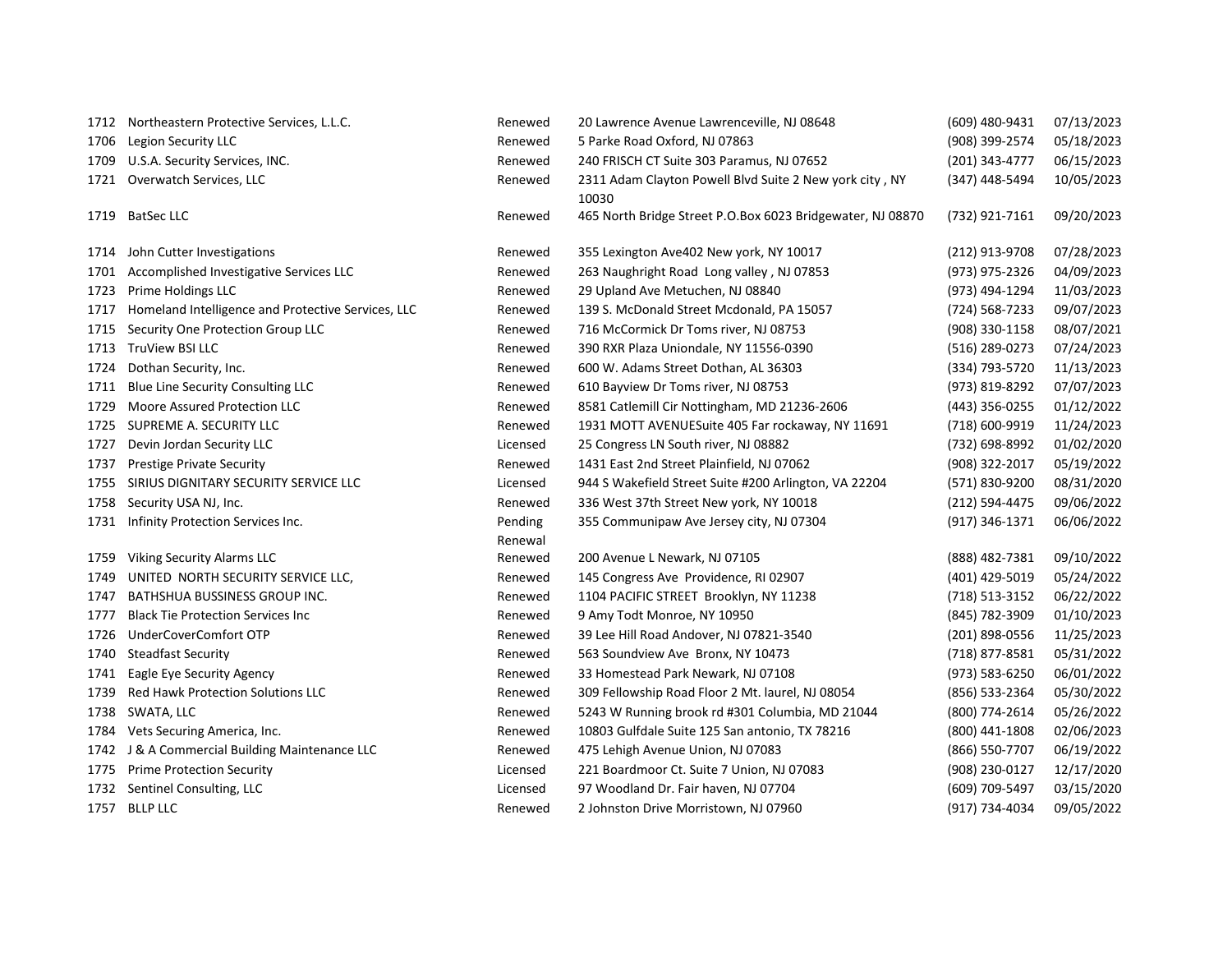| | | | | | |
|---|---|---|---|---|---|
| 1712 | Northeastern Protective Services, L.L.C. | Renewed | 20 Lawrence Avenue Lawrenceville, NJ 08648 | (609) 480-9431 | 07/13/2023 |
| 1706 | Legion Security LLC | Renewed | 5 Parke Road Oxford, NJ 07863 | (908) 399-2574 | 05/18/2023 |
| 1709 | U.S.A. Security Services, INC. | Renewed | 240 FRISCH CT Suite 303 Paramus, NJ 07652 | (201) 343-4777 | 06/15/2023 |
| 1721 | Overwatch Services, LLC | Renewed | 2311 Adam Clayton Powell Blvd Suite 2 New york city , NY 10030 | (347) 448-5494 | 10/05/2023 |
| 1719 | BatSec LLC | Renewed | 465 North Bridge Street P.O.Box 6023 Bridgewater, NJ 08870 | (732) 921-7161 | 09/20/2023 |
| 1714 | John Cutter Investigations | Renewed | 355 Lexington Ave402 New york, NY 10017 | (212) 913-9708 | 07/28/2023 |
| 1701 | Accomplished Investigative Services LLC | Renewed | 263 Naughright Road Long valley , NJ 07853 | (973) 975-2326 | 04/09/2023 |
| 1723 | Prime Holdings LLC | Renewed | 29 Upland Ave Metuchen, NJ 08840 | (973) 494-1294 | 11/03/2023 |
| 1717 | Homeland Intelligence and Protective Services, LLC | Renewed | 139 S. McDonald Street Mcdonald, PA 15057 | (724) 568-7233 | 09/07/2023 |
| 1715 | Security One Protection Group LLC | Renewed | 716 McCormick Dr Toms river, NJ 08753 | (908) 330-1158 | 08/07/2021 |
| 1713 | TruView BSI LLC | Renewed | 390 RXR Plaza Uniondale, NY 11556-0390 | (516) 289-0273 | 07/24/2023 |
| 1724 | Dothan Security, Inc. | Renewed | 600 W. Adams Street Dothan, AL 36303 | (334) 793-5720 | 11/13/2023 |
| 1711 | Blue Line Security Consulting LLC | Renewed | 610 Bayview Dr Toms river, NJ 08753 | (973) 819-8292 | 07/07/2023 |
| 1729 | Moore Assured Protection LLC | Renewed | 8581 Catlemill Cir Nottingham, MD 21236-2606 | (443) 356-0255 | 01/12/2022 |
| 1725 | SUPREME A. SECURITY LLC | Renewed | 1931 MOTT AVENUESuite 405 Far rockaway, NY 11691 | (718) 600-9919 | 11/24/2023 |
| 1727 | Devin Jordan Security LLC | Licensed | 25 Congress LN South river, NJ 08882 | (732) 698-8992 | 01/02/2020 |
| 1737 | Prestige Private Security | Renewed | 1431 East 2nd Street Plainfield, NJ 07062 | (908) 322-2017 | 05/19/2022 |
| 1755 | SIRIUS DIGNITARY SECURITY SERVICE LLC | Licensed | 944 S Wakefield Street Suite #200 Arlington, VA 22204 | (571) 830-9200 | 08/31/2020 |
| 1758 | Security USA NJ, Inc. | Renewed | 336 West 37th Street New york, NY 10018 | (212) 594-4475 | 09/06/2022 |
| 1731 | Infinity Protection Services Inc. | Pending Renewal | 355 Communipaw Ave Jersey city, NJ 07304 | (917) 346-1371 | 06/06/2022 |
| 1759 | Viking Security Alarms LLC | Renewed | 200 Avenue L Newark, NJ 07105 | (888) 482-7381 | 09/10/2022 |
| 1749 | UNITED NORTH SECURITY SERVICE LLC, | Renewed | 145 Congress Ave Providence, RI 02907 | (401) 429-5019 | 05/24/2022 |
| 1747 | BATHSHUA BUSSINESS GROUP INC. | Renewed | 1104 PACIFIC STREET Brooklyn, NY 11238 | (718) 513-3152 | 06/22/2022 |
| 1777 | Black Tie Protection Services Inc | Renewed | 9 Amy Todt Monroe, NY 10950 | (845) 782-3909 | 01/10/2023 |
| 1726 | UnderCoverComfort OTP | Renewed | 39 Lee Hill Road Andover, NJ 07821-3540 | (201) 898-0556 | 11/25/2023 |
| 1740 | Steadfast Security | Renewed | 563 Soundview Ave Bronx, NY 10473 | (718) 877-8581 | 05/31/2022 |
| 1741 | Eagle Eye Security Agency | Renewed | 33 Homestead Park Newark, NJ 07108 | (973) 583-6250 | 06/01/2022 |
| 1739 | Red Hawk Protection Solutions LLC | Renewed | 309 Fellowship Road Floor 2 Mt. laurel, NJ 08054 | (856) 533-2364 | 05/30/2022 |
| 1738 | SWATA, LLC | Renewed | 5243 W Running brook rd #301 Columbia, MD 21044 | (800) 774-2614 | 05/26/2022 |
| 1784 | Vets Securing America, Inc. | Renewed | 10803 Gulfdale Suite 125 San antonio, TX 78216 | (800) 441-1808 | 02/06/2023 |
| 1742 | J & A Commercial Building Maintenance LLC | Renewed | 475 Lehigh Avenue Union, NJ 07083 | (866) 550-7707 | 06/19/2022 |
| 1775 | Prime Protection Security | Licensed | 221 Boardmoor Ct. Suite 7 Union, NJ 07083 | (908) 230-0127 | 12/17/2020 |
| 1732 | Sentinel Consulting, LLC | Licensed | 97 Woodland Dr. Fair haven, NJ 07704 | (609) 709-5497 | 03/15/2020 |
| 1757 | BLLP LLC | Renewed | 2 Johnston Drive Morristown, NJ 07960 | (917) 734-4034 | 09/05/2022 |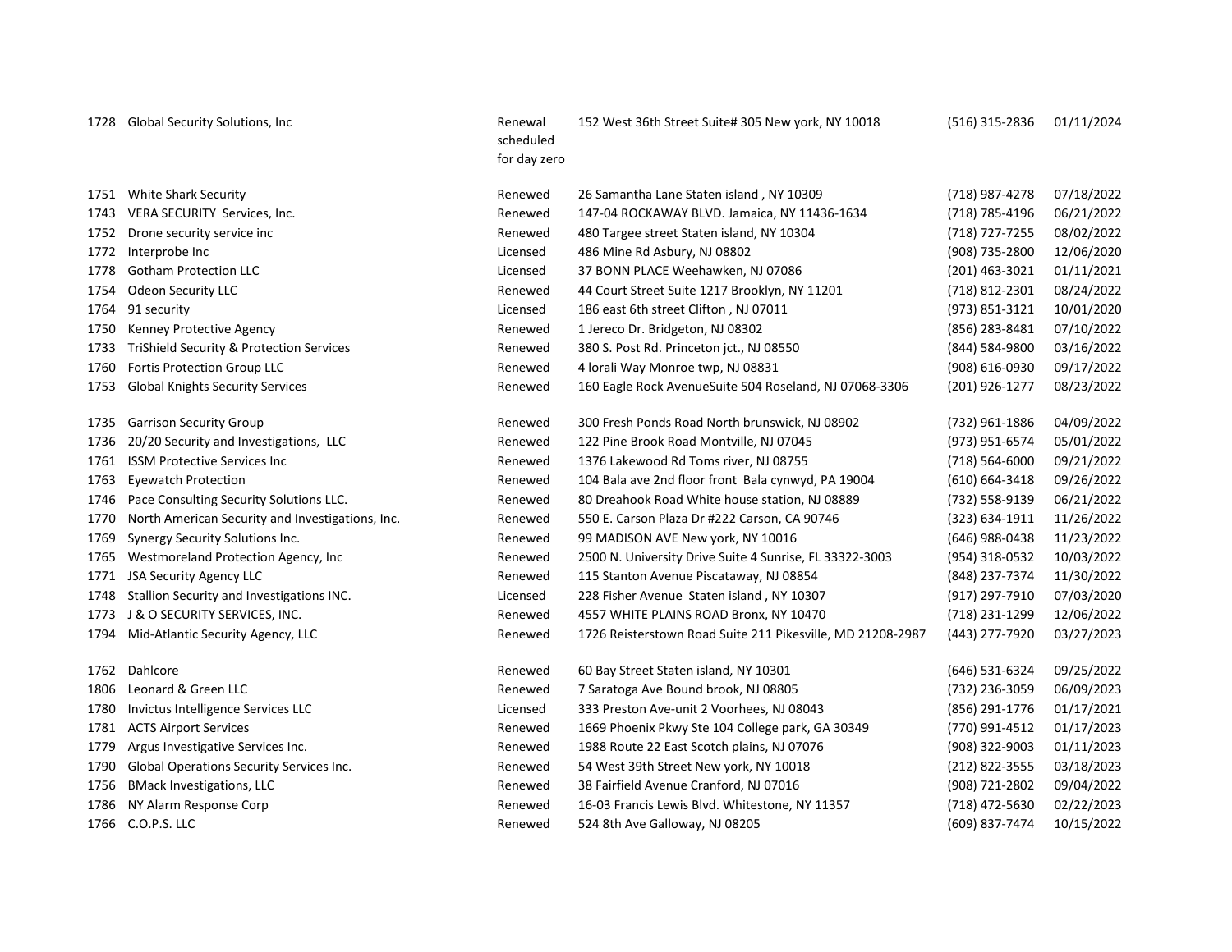| | | | | | |
|---|---|---|---|---|---|
| 1728 | Global Security Solutions, Inc | Renewal scheduled for day zero | 152 West 36th Street Suite# 305 New york, NY 10018 | (516) 315-2836 | 01/11/2024 |
| 1751 | White Shark Security | Renewed | 26 Samantha Lane Staten island , NY 10309 | (718) 987-4278 | 07/18/2022 |
| 1743 | VERA SECURITY Services, Inc. | Renewed | 147-04 ROCKAWAY BLVD. Jamaica, NY 11436-1634 | (718) 785-4196 | 06/21/2022 |
| 1752 | Drone security service inc | Renewed | 480 Targee street Staten island, NY 10304 | (718) 727-7255 | 08/02/2022 |
| 1772 | Interprobe Inc | Licensed | 486 Mine Rd Asbury, NJ 08802 | (908) 735-2800 | 12/06/2020 |
| 1778 | Gotham Protection LLC | Licensed | 37 BONN PLACE Weehawken, NJ 07086 | (201) 463-3021 | 01/11/2021 |
| 1754 | Odeon Security LLC | Renewed | 44 Court Street Suite 1217 Brooklyn, NY 11201 | (718) 812-2301 | 08/24/2022 |
| 1764 | 91 security | Licensed | 186 east 6th street Clifton , NJ 07011 | (973) 851-3121 | 10/01/2020 |
| 1750 | Kenney Protective Agency | Renewed | 1 Jereco Dr. Bridgeton, NJ 08302 | (856) 283-8481 | 07/10/2022 |
| 1733 | TriShield Security & Protection Services | Renewed | 380 S. Post Rd. Princeton jct., NJ 08550 | (844) 584-9800 | 03/16/2022 |
| 1760 | Fortis Protection Group LLC | Renewed | 4 lorali Way Monroe twp, NJ 08831 | (908) 616-0930 | 09/17/2022 |
| 1753 | Global Knights Security Services | Renewed | 160 Eagle Rock AvenueSuite 504 Roseland, NJ 07068-3306 | (201) 926-1277 | 08/23/2022 |
| 1735 | Garrison Security Group | Renewed | 300 Fresh Ponds Road North brunswick, NJ 08902 | (732) 961-1886 | 04/09/2022 |
| 1736 | 20/20 Security and Investigations, LLC | Renewed | 122 Pine Brook Road Montville, NJ 07045 | (973) 951-6574 | 05/01/2022 |
| 1761 | ISSM Protective Services Inc | Renewed | 1376 Lakewood Rd Toms river, NJ 08755 | (718) 564-6000 | 09/21/2022 |
| 1763 | Eyewatch Protection | Renewed | 104 Bala ave 2nd floor front Bala cynwyd, PA 19004 | (610) 664-3418 | 09/26/2022 |
| 1746 | Pace Consulting Security Solutions LLC. | Renewed | 80 Dreahook Road White house station, NJ 08889 | (732) 558-9139 | 06/21/2022 |
| 1770 | North American Security and Investigations, Inc. | Renewed | 550 E. Carson Plaza Dr #222 Carson, CA 90746 | (323) 634-1911 | 11/26/2022 |
| 1769 | Synergy Security Solutions Inc. | Renewed | 99 MADISON AVE New york, NY 10016 | (646) 988-0438 | 11/23/2022 |
| 1765 | Westmoreland Protection Agency, Inc | Renewed | 2500 N. University Drive Suite 4 Sunrise, FL 33322-3003 | (954) 318-0532 | 10/03/2022 |
| 1771 | JSA Security Agency LLC | Renewed | 115 Stanton Avenue Piscataway, NJ 08854 | (848) 237-7374 | 11/30/2022 |
| 1748 | Stallion Security and Investigations INC. | Licensed | 228 Fisher Avenue Staten island , NY 10307 | (917) 297-7910 | 07/03/2020 |
| 1773 | J & O SECURITY SERVICES, INC. | Renewed | 4557 WHITE PLAINS ROAD Bronx, NY 10470 | (718) 231-1299 | 12/06/2022 |
| 1794 | Mid-Atlantic Security Agency, LLC | Renewed | 1726 Reisterstown Road Suite 211 Pikesville, MD 21208-2987 | (443) 277-7920 | 03/27/2023 |
| 1762 | Dahlcore | Renewed | 60 Bay Street Staten island, NY 10301 | (646) 531-6324 | 09/25/2022 |
| 1806 | Leonard & Green LLC | Renewed | 7 Saratoga Ave Bound brook, NJ 08805 | (732) 236-3059 | 06/09/2023 |
| 1780 | Invictus Intelligence Services LLC | Licensed | 333 Preston Ave-unit 2 Voorhees, NJ 08043 | (856) 291-1776 | 01/17/2021 |
| 1781 | ACTS Airport Services | Renewed | 1669 Phoenix Pkwy Ste 104 College park, GA 30349 | (770) 991-4512 | 01/17/2023 |
| 1779 | Argus Investigative Services Inc. | Renewed | 1988 Route 22 East Scotch plains, NJ 07076 | (908) 322-9003 | 01/11/2023 |
| 1790 | Global Operations Security Services Inc. | Renewed | 54 West 39th Street New york, NY 10018 | (212) 822-3555 | 03/18/2023 |
| 1756 | BMack Investigations, LLC | Renewed | 38 Fairfield Avenue Cranford, NJ 07016 | (908) 721-2802 | 09/04/2022 |
| 1786 | NY Alarm Response Corp | Renewed | 16-03 Francis Lewis Blvd. Whitestone, NY 11357 | (718) 472-5630 | 02/22/2023 |
| 1766 | C.O.P.S. LLC | Renewed | 524 8th Ave Galloway, NJ 08205 | (609) 837-7474 | 10/15/2022 |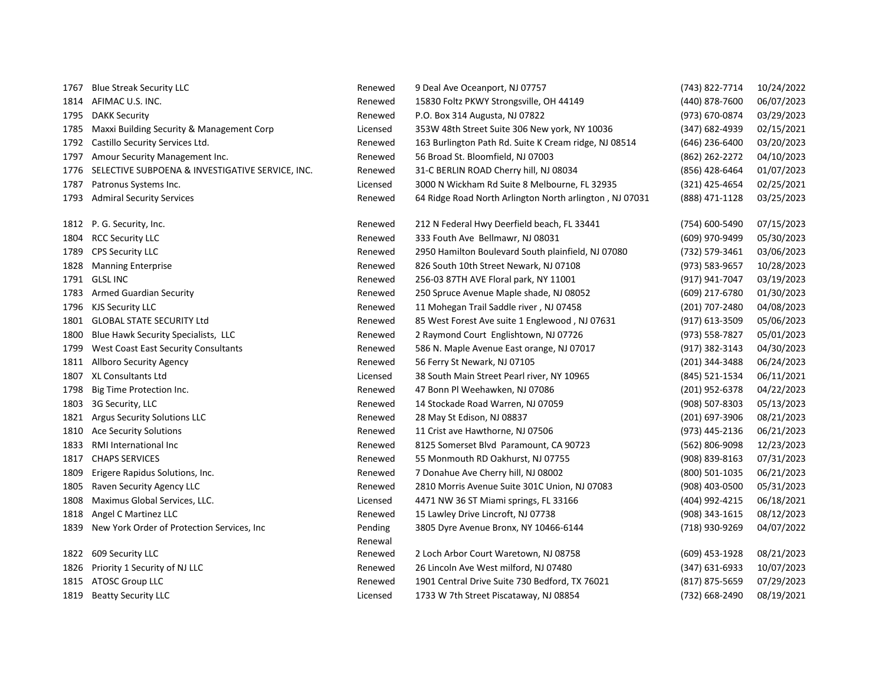| | | | | | |
|---|---|---|---|---|---|
| 1767 | Blue Streak Security LLC | Renewed | 9 Deal Ave Oceanport, NJ 07757 | (743) 822-7714 | 10/24/2022 |
| 1814 | AFIMAC U.S. INC. | Renewed | 15830 Foltz PKWY Strongsville, OH 44149 | (440) 878-7600 | 06/07/2023 |
| 1795 | DAKK Security | Renewed | P.O. Box 314 Augusta, NJ 07822 | (973) 670-0874 | 03/29/2023 |
| 1785 | Maxxi Building Security & Management Corp | Licensed | 353W 48th Street Suite 306 New york, NY 10036 | (347) 682-4939 | 02/15/2021 |
| 1792 | Castillo Security Services Ltd. | Renewed | 163 Burlington Path Rd. Suite K Cream ridge, NJ 08514 | (646) 236-6400 | 03/20/2023 |
| 1797 | Amour Security Management Inc. | Renewed | 56 Broad St. Bloomfield, NJ 07003 | (862) 262-2272 | 04/10/2023 |
| 1776 | SELECTIVE SUBPOENA & INVESTIGATIVE SERVICE, INC. | Renewed | 31-C BERLIN ROAD Cherry hill, NJ 08034 | (856) 428-6464 | 01/07/2023 |
| 1787 | Patronus Systems Inc. | Licensed | 3000 N Wickham Rd Suite 8 Melbourne, FL 32935 | (321) 425-4654 | 02/25/2021 |
| 1793 | Admiral Security Services | Renewed | 64 Ridge Road North Arlington North arlington , NJ 07031 | (888) 471-1128 | 03/25/2023 |
| 1812 | P. G. Security, Inc. | Renewed | 212 N Federal Hwy Deerfield beach, FL 33441 | (754) 600-5490 | 07/15/2023 |
| 1804 | RCC Security LLC | Renewed | 333 Fouth Ave Bellmawr, NJ 08031 | (609) 970-9499 | 05/30/2023 |
| 1789 | CPS Security LLC | Renewed | 2950 Hamilton Boulevard South plainfield, NJ 07080 | (732) 579-3461 | 03/06/2023 |
| 1828 | Manning Enterprise | Renewed | 826 South 10th Street Newark, NJ 07108 | (973) 583-9657 | 10/28/2023 |
| 1791 | GLSL INC | Renewed | 256-03 87TH AVE Floral park, NY 11001 | (917) 941-7047 | 03/19/2023 |
| 1783 | Armed Guardian Security | Renewed | 250 Spruce Avenue Maple shade, NJ 08052 | (609) 217-6780 | 01/30/2023 |
| 1796 | KJS Security LLC | Renewed | 11 Mohegan Trail Saddle river , NJ 07458 | (201) 707-2480 | 04/08/2023 |
| 1801 | GLOBAL STATE SECURITY Ltd | Renewed | 85 West Forest Ave suite 1 Englewood , NJ 07631 | (917) 613-3509 | 05/06/2023 |
| 1800 | Blue Hawk Security Specialists, LLC | Renewed | 2 Raymond Court Englishtown, NJ 07726 | (973) 558-7827 | 05/01/2023 |
| 1799 | West Coast East Security Consultants | Renewed | 586 N. Maple Avenue East orange, NJ 07017 | (917) 382-3143 | 04/30/2023 |
| 1811 | Allboro Security Agency | Renewed | 56 Ferry St Newark, NJ 07105 | (201) 344-3488 | 06/24/2023 |
| 1807 | XL Consultants Ltd | Licensed | 38 South Main Street Pearl river, NY 10965 | (845) 521-1534 | 06/11/2021 |
| 1798 | Big Time Protection Inc. | Renewed | 47 Bonn Pl Weehawken, NJ 07086 | (201) 952-6378 | 04/22/2023 |
| 1803 | 3G Security, LLC | Renewed | 14 Stockade Road Warren, NJ 07059 | (908) 507-8303 | 05/13/2023 |
| 1821 | Argus Security Solutions LLC | Renewed | 28 May St Edison, NJ 08837 | (201) 697-3906 | 08/21/2023 |
| 1810 | Ace Security Solutions | Renewed | 11 Crist ave Hawthorne, NJ 07506 | (973) 445-2136 | 06/21/2023 |
| 1833 | RMI International Inc | Renewed | 8125 Somerset Blvd Paramount, CA 90723 | (562) 806-9098 | 12/23/2023 |
| 1817 | CHAPS SERVICES | Renewed | 55 Monmouth RD Oakhurst, NJ 07755 | (908) 839-8163 | 07/31/2023 |
| 1809 | Erigere Rapidus Solutions, Inc. | Renewed | 7 Donahue Ave Cherry hill, NJ 08002 | (800) 501-1035 | 06/21/2023 |
| 1805 | Raven Security Agency LLC | Renewed | 2810 Morris Avenue Suite 301C Union, NJ 07083 | (908) 403-0500 | 05/31/2023 |
| 1808 | Maximus Global Services, LLC. | Licensed | 4471 NW 36 ST Miami springs, FL 33166 | (404) 992-4215 | 06/18/2021 |
| 1818 | Angel C Martinez LLC | Renewed | 15 Lawley Drive Lincroft, NJ 07738 | (908) 343-1615 | 08/12/2023 |
| 1839 | New York Order of Protection Services, Inc | Pending Renewal | 3805 Dyre Avenue Bronx, NY 10466-6144 | (718) 930-9269 | 04/07/2022 |
| 1822 | 609 Security LLC | Renewed | 2 Loch Arbor Court Waretown, NJ 08758 | (609) 453-1928 | 08/21/2023 |
| 1826 | Priority 1 Security of NJ LLC | Renewed | 26 Lincoln Ave West milford, NJ 07480 | (347) 631-6933 | 10/07/2023 |
| 1815 | ATOSC Group LLC | Renewed | 1901 Central Drive Suite 730 Bedford, TX 76021 | (817) 875-5659 | 07/29/2023 |
| 1819 | Beatty Security LLC | Licensed | 1733 W 7th Street Piscataway, NJ 08854 | (732) 668-2490 | 08/19/2021 |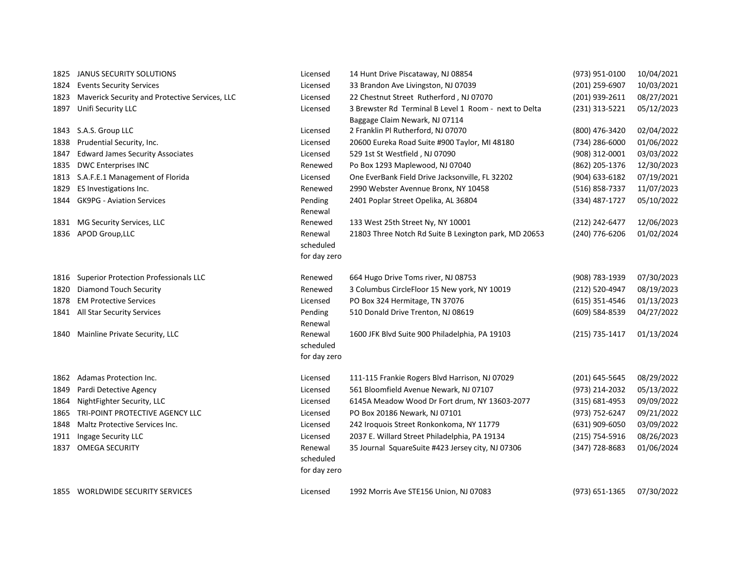| | | | | | |
|---|---|---|---|---|---|
| 1825 | JANUS SECURITY SOLUTIONS | Licensed | 14 Hunt Drive Piscataway, NJ 08854 | (973) 951-0100 | 10/04/2021 |
| 1824 | Events Security Services | Licensed | 33 Brandon Ave Livingston, NJ 07039 | (201) 259-6907 | 10/03/2021 |
| 1823 | Maverick Security and Protective Services, LLC | Licensed | 22 Chestnut Street Rutherford , NJ 07070 | (201) 939-2611 | 08/27/2021 |
| 1897 | Unifi Security LLC | Licensed | 3 Brewster Rd Terminal B Level 1 Room - next to Delta Baggage Claim Newark, NJ 07114 | (231) 313-5221 | 05/12/2023 |
| 1843 | S.A.S. Group LLC | Licensed | 2 Franklin Pl Rutherford, NJ 07070 | (800) 476-3420 | 02/04/2022 |
| 1838 | Prudential Security, Inc. | Licensed | 20600 Eureka Road Suite #900 Taylor, MI 48180 | (734) 286-6000 | 01/06/2022 |
| 1847 | Edward James Security Associates | Licensed | 529 1st St Westfield , NJ 07090 | (908) 312-0001 | 03/03/2022 |
| 1835 | DWC Enterprises INC | Renewed | Po Box 1293 Maplewood, NJ 07040 | (862) 205-1376 | 12/30/2023 |
| 1813 | S.A.F.E.1 Management of Florida | Licensed | One EverBank Field Drive Jacksonville, FL 32202 | (904) 633-6182 | 07/19/2021 |
| 1829 | ES Investigations Inc. | Renewed | 2990 Webster Avennue Bronx, NY 10458 | (516) 858-7337 | 11/07/2023 |
| 1844 | GK9PG - Aviation Services | Pending Renewal | 2401 Poplar Street Opelika, AL 36804 | (334) 487-1727 | 05/10/2022 |
| 1831 | MG Security Services, LLC | Renewed | 133 West 25th Street Ny, NY 10001 | (212) 242-6477 | 12/06/2023 |
| 1836 | APOD Group,LLC | Renewal scheduled for day zero | 21803 Three Notch Rd Suite B Lexington park, MD 20653 | (240) 776-6206 | 01/02/2024 |
| 1816 | Superior Protection Professionals LLC | Renewed | 664 Hugo Drive Toms river, NJ 08753 | (908) 783-1939 | 07/30/2023 |
| 1820 | Diamond Touch Security | Renewed | 3 Columbus CircleFloor 15 New york, NY 10019 | (212) 520-4947 | 08/19/2023 |
| 1878 | EM Protective Services | Licensed | PO Box 324 Hermitage, TN 37076 | (615) 351-4546 | 01/13/2023 |
| 1841 | All Star Security Services | Pending Renewal | 510 Donald Drive Trenton, NJ 08619 | (609) 584-8539 | 04/27/2022 |
| 1840 | Mainline Private Security, LLC | Renewal scheduled for day zero | 1600 JFK Blvd Suite 900 Philadelphia, PA 19103 | (215) 735-1417 | 01/13/2024 |
| 1862 | Adamas Protection Inc. | Licensed | 111-115 Frankie Rogers Blvd Harrison, NJ 07029 | (201) 645-5645 | 08/29/2022 |
| 1849 | Pardi Detective Agency | Licensed | 561 Bloomfield Avenue Newark, NJ 07107 | (973) 214-2032 | 05/13/2022 |
| 1864 | NightFighter Security, LLC | Licensed | 6145A Meadow Wood Dr Fort drum, NY 13603-2077 | (315) 681-4953 | 09/09/2022 |
| 1865 | TRI-POINT PROTECTIVE AGENCY LLC | Licensed | PO Box 20186 Newark, NJ 07101 | (973) 752-6247 | 09/21/2022 |
| 1848 | Maltz Protective Services Inc. | Licensed | 242 Iroquois Street Ronkonkoma, NY 11779 | (631) 909-6050 | 03/09/2022 |
| 1911 | Ingage Security LLC | Licensed | 2037 E. Willard Street Philadelphia, PA 19134 | (215) 754-5916 | 08/26/2023 |
| 1837 | OMEGA SECURITY | Renewal scheduled for day zero | 35 Journal SquareSuite #423 Jersey city, NJ 07306 | (347) 728-8683 | 01/06/2024 |
| 1855 | WORLDWIDE SECURITY SERVICES | Licensed | 1992 Morris Ave STE156 Union, NJ 07083 | (973) 651-1365 | 07/30/2022 |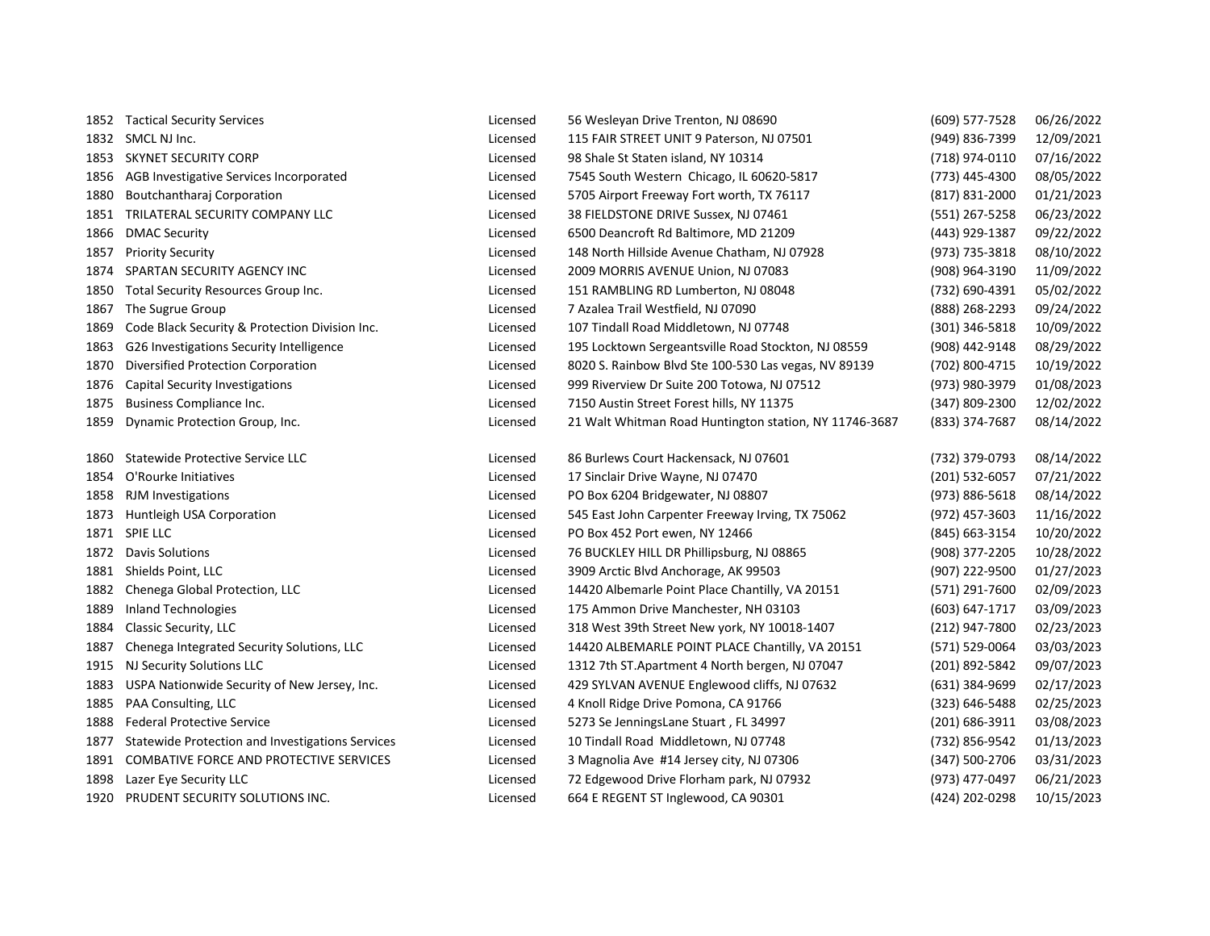| | | | | | |
|---|---|---|---|---|---|
| 1852 | Tactical Security Services | Licensed | 56 Wesleyan Drive Trenton, NJ 08690 | (609) 577-7528 | 06/26/2022 |
| 1832 | SMCL NJ Inc. | Licensed | 115 FAIR STREET UNIT 9 Paterson, NJ 07501 | (949) 836-7399 | 12/09/2021 |
| 1853 | SKYNET SECURITY CORP | Licensed | 98 Shale St Staten island, NY 10314 | (718) 974-0110 | 07/16/2022 |
| 1856 | AGB Investigative Services Incorporated | Licensed | 7545 South Western  Chicago, IL 60620-5817 | (773) 445-4300 | 08/05/2022 |
| 1880 | Boutchantharaj Corporation | Licensed | 5705 Airport Freeway Fort worth, TX 76117 | (817) 831-2000 | 01/21/2023 |
| 1851 | TRILATERAL SECURITY COMPANY LLC | Licensed | 38 FIELDSTONE DRIVE Sussex, NJ 07461 | (551) 267-5258 | 06/23/2022 |
| 1866 | DMAC Security | Licensed | 6500 Deancroft Rd Baltimore, MD 21209 | (443) 929-1387 | 09/22/2022 |
| 1857 | Priority Security | Licensed | 148 North Hillside Avenue Chatham, NJ 07928 | (973) 735-3818 | 08/10/2022 |
| 1874 | SPARTAN SECURITY AGENCY INC | Licensed | 2009 MORRIS AVENUE Union, NJ 07083 | (908) 964-3190 | 11/09/2022 |
| 1850 | Total Security Resources Group Inc. | Licensed | 151 RAMBLING RD Lumberton, NJ 08048 | (732) 690-4391 | 05/02/2022 |
| 1867 | The Sugrue Group | Licensed | 7 Azalea Trail Westfield, NJ 07090 | (888) 268-2293 | 09/24/2022 |
| 1869 | Code Black Security & Protection Division Inc. | Licensed | 107 Tindall Road Middletown, NJ 07748 | (301) 346-5818 | 10/09/2022 |
| 1863 | G26 Investigations Security Intelligence | Licensed | 195 Locktown Sergeantsville Road Stockton, NJ 08559 | (908) 442-9148 | 08/29/2022 |
| 1870 | Diversified Protection Corporation | Licensed | 8020 S. Rainbow Blvd Ste 100-530 Las vegas, NV 89139 | (702) 800-4715 | 10/19/2022 |
| 1876 | Capital Security Investigations | Licensed | 999 Riverview Dr Suite 200 Totowa, NJ 07512 | (973) 980-3979 | 01/08/2023 |
| 1875 | Business Compliance Inc. | Licensed | 7150 Austin Street Forest hills, NY 11375 | (347) 809-2300 | 12/02/2022 |
| 1859 | Dynamic Protection Group, Inc. | Licensed | 21 Walt Whitman Road Huntington station, NY 11746-3687 | (833) 374-7687 | 08/14/2022 |
| 1860 | Statewide Protective Service LLC | Licensed | 86 Burlews Court Hackensack, NJ 07601 | (732) 379-0793 | 08/14/2022 |
| 1854 | O'Rourke Initiatives | Licensed | 17 Sinclair Drive Wayne, NJ 07470 | (201) 532-6057 | 07/21/2022 |
| 1858 | RJM Investigations | Licensed | PO Box 6204 Bridgewater, NJ 08807 | (973) 886-5618 | 08/14/2022 |
| 1873 | Huntleigh USA Corporation | Licensed | 545 East John Carpenter Freeway Irving, TX 75062 | (972) 457-3603 | 11/16/2022 |
| 1871 | SPIE LLC | Licensed | PO Box 452 Port ewen, NY 12466 | (845) 663-3154 | 10/20/2022 |
| 1872 | Davis Solutions | Licensed | 76 BUCKLEY HILL DR Phillipsburg, NJ 08865 | (908) 377-2205 | 10/28/2022 |
| 1881 | Shields Point, LLC | Licensed | 3909 Arctic Blvd Anchorage, AK 99503 | (907) 222-9500 | 01/27/2023 |
| 1882 | Chenega Global Protection, LLC | Licensed | 14420 Albemarle Point Place Chantilly, VA 20151 | (571) 291-7600 | 02/09/2023 |
| 1889 | Inland Technologies | Licensed | 175 Ammon Drive Manchester, NH 03103 | (603) 647-1717 | 03/09/2023 |
| 1884 | Classic Security, LLC | Licensed | 318 West 39th Street New york, NY 10018-1407 | (212) 947-7800 | 02/23/2023 |
| 1887 | Chenega Integrated Security Solutions, LLC | Licensed | 14420 ALBEMARLE POINT PLACE Chantilly, VA 20151 | (571) 529-0064 | 03/03/2023 |
| 1915 | NJ Security Solutions LLC | Licensed | 1312 7th ST.Apartment 4 North bergen, NJ 07047 | (201) 892-5842 | 09/07/2023 |
| 1883 | USPA Nationwide Security of New Jersey, Inc. | Licensed | 429 SYLVAN AVENUE Englewood cliffs, NJ 07632 | (631) 384-9699 | 02/17/2023 |
| 1885 | PAA Consulting, LLC | Licensed | 4 Knoll Ridge Drive Pomona, CA 91766 | (323) 646-5488 | 02/25/2023 |
| 1888 | Federal Protective Service | Licensed | 5273 Se JenningsLane Stuart , FL 34997 | (201) 686-3911 | 03/08/2023 |
| 1877 | Statewide Protection and Investigations Services | Licensed | 10 Tindall Road  Middletown, NJ 07748 | (732) 856-9542 | 01/13/2023 |
| 1891 | COMBATIVE FORCE AND PROTECTIVE SERVICES | Licensed | 3 Magnolia Ave  #14 Jersey city, NJ 07306 | (347) 500-2706 | 03/31/2023 |
| 1898 | Lazer Eye Security LLC | Licensed | 72 Edgewood Drive Florham park, NJ 07932 | (973) 477-0497 | 06/21/2023 |
| 1920 | PRUDENT SECURITY SOLUTIONS INC. | Licensed | 664 E REGENT ST Inglewood, CA 90301 | (424) 202-0298 | 10/15/2023 |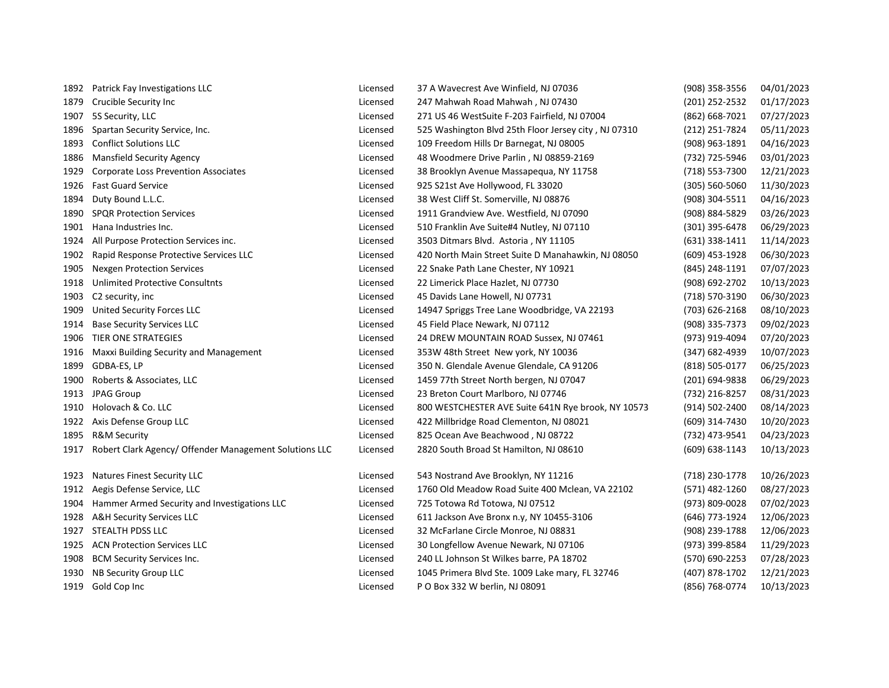| | | | | | |
|---|---|---|---|---|---|
| 1892 | Patrick Fay Investigations LLC | Licensed | 37 A Wavecrest Ave Winfield, NJ 07036 | (908) 358-3556 | 04/01/2023 |
| 1879 | Crucible Security Inc | Licensed | 247 Mahwah Road Mahwah , NJ 07430 | (201) 252-2532 | 01/17/2023 |
| 1907 | 5S Security, LLC | Licensed | 271 US 46 WestSuite F-203 Fairfield, NJ 07004 | (862) 668-7021 | 07/27/2023 |
| 1896 | Spartan Security Service, Inc. | Licensed | 525 Washington Blvd 25th Floor Jersey city , NJ 07310 | (212) 251-7824 | 05/11/2023 |
| 1893 | Conflict Solutions LLC | Licensed | 109 Freedom Hills Dr Barnegat, NJ 08005 | (908) 963-1891 | 04/16/2023 |
| 1886 | Mansfield Security Agency | Licensed | 48 Woodmere Drive Parlin , NJ 08859-2169 | (732) 725-5946 | 03/01/2023 |
| 1929 | Corporate Loss Prevention Associates | Licensed | 38 Brooklyn Avenue Massapequa, NY 11758 | (718) 553-7300 | 12/21/2023 |
| 1926 | Fast Guard Service | Licensed | 925 S21st Ave Hollywood, FL 33020 | (305) 560-5060 | 11/30/2023 |
| 1894 | Duty Bound L.L.C. | Licensed | 38 West Cliff St. Somerville, NJ 08876 | (908) 304-5511 | 04/16/2023 |
| 1890 | SPQR Protection Services | Licensed | 1911 Grandview Ave. Westfield, NJ 07090 | (908) 884-5829 | 03/26/2023 |
| 1901 | Hana Industries Inc. | Licensed | 510 Franklin Ave Suite#4 Nutley, NJ 07110 | (301) 395-6478 | 06/29/2023 |
| 1924 | All Purpose Protection Services inc. | Licensed | 3503 Ditmars Blvd. Astoria , NY 11105 | (631) 338-1411 | 11/14/2023 |
| 1902 | Rapid Response Protective Services LLC | Licensed | 420 North Main Street Suite D Manahawkin, NJ 08050 | (609) 453-1928 | 06/30/2023 |
| 1905 | Nexgen Protection Services | Licensed | 22 Snake Path Lane Chester, NY 10921 | (845) 248-1191 | 07/07/2023 |
| 1918 | Unlimited Protective Consultnts | Licensed | 22 Limerick Place Hazlet, NJ 07730 | (908) 692-2702 | 10/13/2023 |
| 1903 | C2 security, inc | Licensed | 45 Davids Lane Howell, NJ 07731 | (718) 570-3190 | 06/30/2023 |
| 1909 | United Security Forces LLC | Licensed | 14947 Spriggs Tree Lane Woodbridge, VA 22193 | (703) 626-2168 | 08/10/2023 |
| 1914 | Base Security Services LLC | Licensed | 45 Field Place Newark, NJ 07112 | (908) 335-7373 | 09/02/2023 |
| 1906 | TIER ONE STRATEGIES | Licensed | 24 DREW MOUNTAIN ROAD Sussex, NJ 07461 | (973) 919-4094 | 07/20/2023 |
| 1916 | Maxxi Building Security and Management | Licensed | 353W 48th Street New york, NY 10036 | (347) 682-4939 | 10/07/2023 |
| 1899 | GDBA-ES, LP | Licensed | 350 N. Glendale Avenue Glendale, CA 91206 | (818) 505-0177 | 06/25/2023 |
| 1900 | Roberts & Associates, LLC | Licensed | 1459 77th Street North bergen, NJ 07047 | (201) 694-9838 | 06/29/2023 |
| 1913 | JPAG Group | Licensed | 23 Breton Court Marlboro, NJ 07746 | (732) 216-8257 | 08/31/2023 |
| 1910 | Holovach & Co. LLC | Licensed | 800 WESTCHESTER AVE Suite 641N Rye brook, NY 10573 | (914) 502-2400 | 08/14/2023 |
| 1922 | Axis Defense Group LLC | Licensed | 422 Millbridge Road Clementon, NJ 08021 | (609) 314-7430 | 10/20/2023 |
| 1895 | R&M Security | Licensed | 825 Ocean Ave Beachwood , NJ 08722 | (732) 473-9541 | 04/23/2023 |
| 1917 | Robert Clark Agency/ Offender Management Solutions LLC | Licensed | 2820 South Broad St Hamilton, NJ 08610 | (609) 638-1143 | 10/13/2023 |
| 1923 | Natures Finest Security LLC | Licensed | 543 Nostrand Ave Brooklyn, NY 11216 | (718) 230-1778 | 10/26/2023 |
| 1912 | Aegis Defense Service, LLC | Licensed | 1760 Old Meadow Road Suite 400 Mclean, VA 22102 | (571) 482-1260 | 08/27/2023 |
| 1904 | Hammer Armed Security and Investigations LLC | Licensed | 725 Totowa Rd Totowa, NJ 07512 | (973) 809-0028 | 07/02/2023 |
| 1928 | A&H Security Services LLC | Licensed | 611 Jackson Ave Bronx n.y, NY 10455-3106 | (646) 773-1924 | 12/06/2023 |
| 1927 | STEALTH PDSS LLC | Licensed | 32 McFarlane Circle Monroe, NJ 08831 | (908) 239-1788 | 12/06/2023 |
| 1925 | ACN Protection Services LLC | Licensed | 30 Longfellow Avenue Newark, NJ 07106 | (973) 399-8584 | 11/29/2023 |
| 1908 | BCM Security Services Inc. | Licensed | 240 LL Johnson St Wilkes barre, PA 18702 | (570) 690-2253 | 07/28/2023 |
| 1930 | NB Security Group LLC | Licensed | 1045 Primera Blvd Ste. 1009 Lake mary, FL 32746 | (407) 878-1702 | 12/21/2023 |
| 1919 | Gold Cop Inc | Licensed | P O Box 332 W berlin, NJ 08091 | (856) 768-0774 | 10/13/2023 |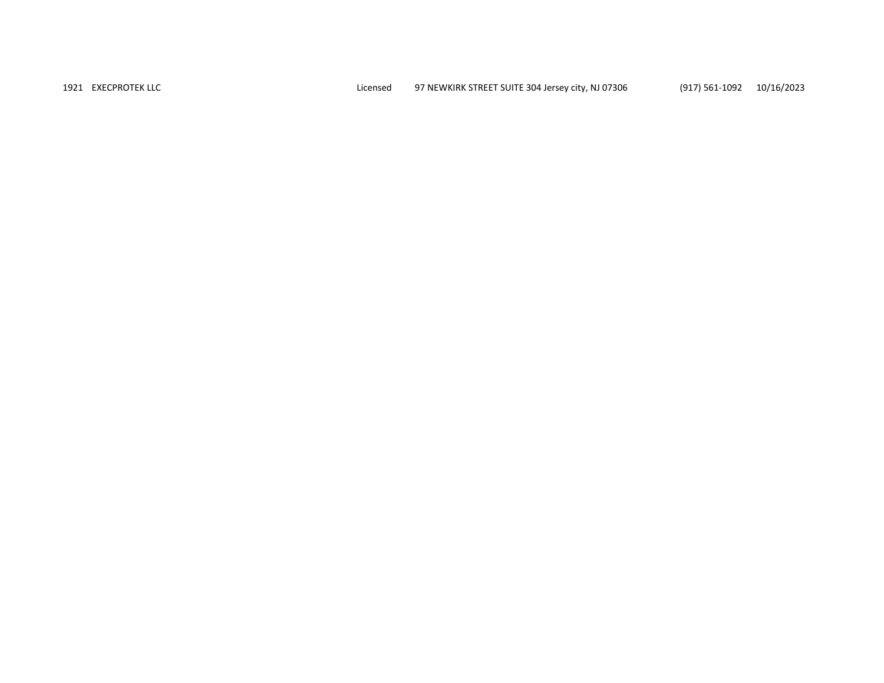| | | | | | |
|---|---|---|---|---|---|
| 1921 | EXECPROTEK LLC | Licensed | 97 NEWKIRK STREET SUITE 304 Jersey city, NJ 07306 | (917) 561-1092 | 10/16/2023 |